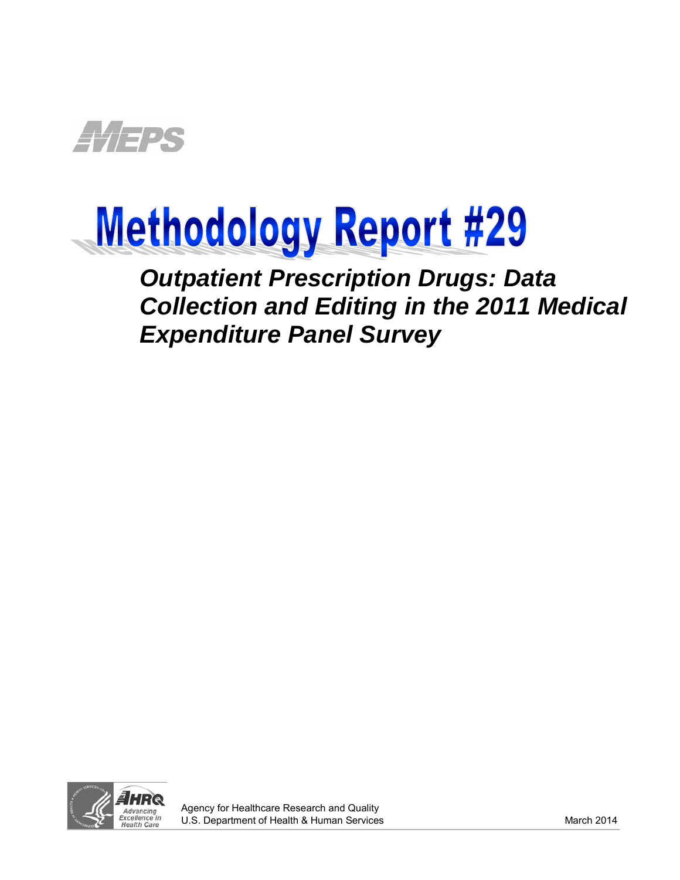MEPS

# Methodology Report #29

## *Outpatient Prescription Drugs: Data Collection and Editing in the 2011 Medical Expenditure Panel Survey*

AHRQ Advancing Excellence in Health Care

Agency for Healthcare Research and Quality
U.S. Department of Health & Human Services

March 2014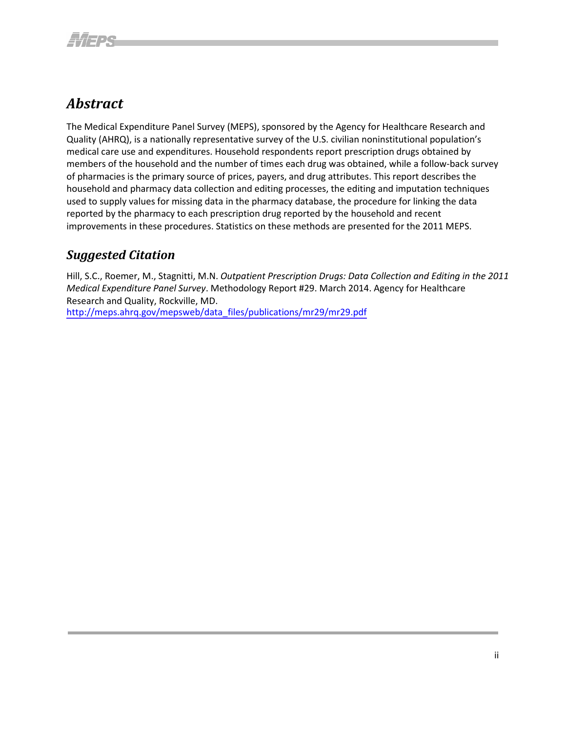## *Abstract*

The Medical Expenditure Panel Survey (MEPS), sponsored by the Agency for Healthcare Research and Quality (AHRQ), is a nationally representative survey of the U.S. civilian noninstitutional population's medical care use and expenditures. Household respondents report prescription drugs obtained by members of the household and the number of times each drug was obtained, while a follow-back survey of pharmacies is the primary source of prices, payers, and drug attributes. This report describes the household and pharmacy data collection and editing processes, the editing and imputation techniques used to supply values for missing data in the pharmacy database, the procedure for linking the data reported by the pharmacy to each prescription drug reported by the household and recent improvements in these procedures. Statistics on these methods are presented for the 2011 MEPS.

## *Suggested Citation*

Hill, S.C., Roemer, M., Stagnitti, M.N. *Outpatient Prescription Drugs: Data Collection and Editing in the 2011 Medical Expenditure Panel Survey*. Methodology Report #29. March 2014. Agency for Healthcare Research and Quality, Rockville, MD.
http://meps.ahrq.gov/mepsweb/data_files/publications/mr29/mr29.pdf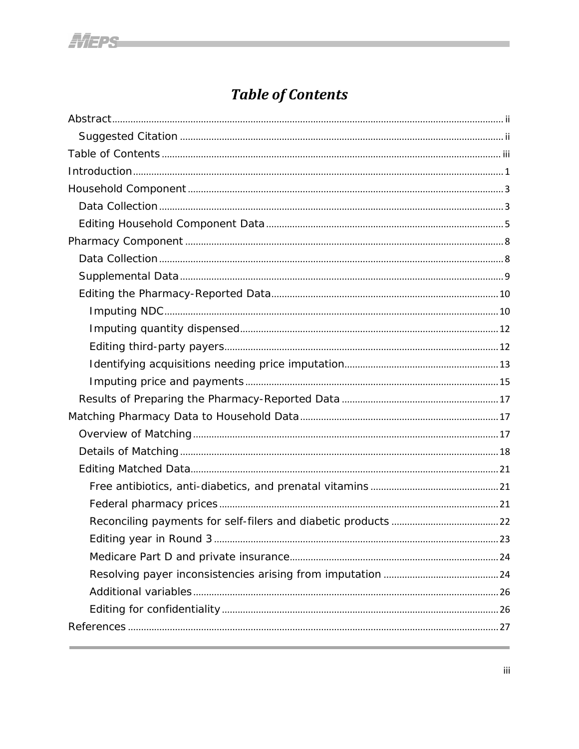# *Table of Contents*

- Abstract ..... ii
  - Suggested Citation ..... ii
- Table of Contents ..... iii
- Introduction ..... 1
- Household Component ..... 3
  - Data Collection ..... 3
  - Editing Household Component Data ..... 5
- Pharmacy Component ..... 8
  - Data Collection ..... 8
  - Supplemental Data ..... 9
  - Editing the Pharmacy-Reported Data ..... 10
    - Imputing NDC ..... 10
    - Imputing quantity dispensed ..... 12
    - Editing third-party payers ..... 12
    - Identifying acquisitions needing price imputation ..... 13
    - Imputing price and payments ..... 15
  - Results of Preparing the Pharmacy-Reported Data ..... 17
- Matching Pharmacy Data to Household Data ..... 17
  - Overview of Matching ..... 17
  - Details of Matching ..... 18
  - Editing Matched Data ..... 21
    - Free antibiotics, anti-diabetics, and prenatal vitamins ..... 21
    - Federal pharmacy prices ..... 21
    - Reconciling payments for self-filers and diabetic products ..... 22
    - Editing year in Round 3 ..... 23
    - Medicare Part D and private insurance ..... 24
    - Resolving payer inconsistencies arising from imputation ..... 24
    - Additional variables ..... 26
    - Editing for confidentiality ..... 26
- References ..... 27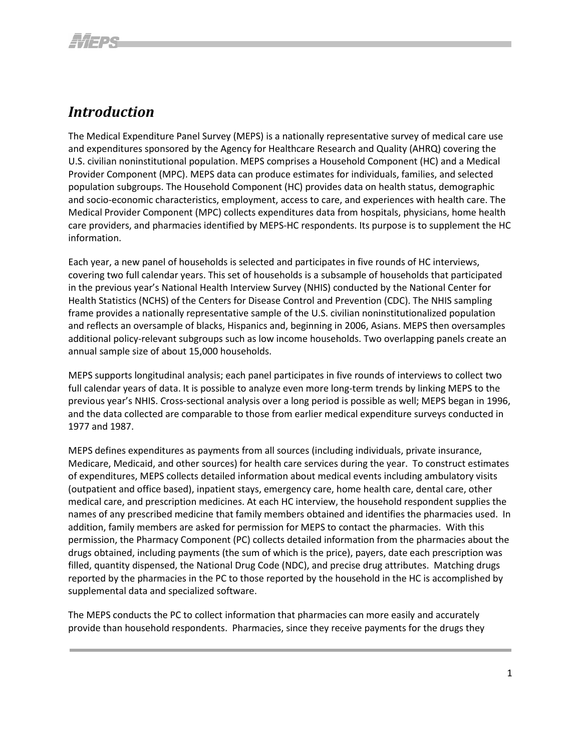## *Introduction*

The Medical Expenditure Panel Survey (MEPS) is a nationally representative survey of medical care use and expenditures sponsored by the Agency for Healthcare Research and Quality (AHRQ) covering the U.S. civilian noninstitutional population. MEPS comprises a Household Component (HC) and a Medical Provider Component (MPC). MEPS data can produce estimates for individuals, families, and selected population subgroups. The Household Component (HC) provides data on health status, demographic and socio-economic characteristics, employment, access to care, and experiences with health care. The Medical Provider Component (MPC) collects expenditures data from hospitals, physicians, home health care providers, and pharmacies identified by MEPS-HC respondents. Its purpose is to supplement the HC information.

Each year, a new panel of households is selected and participates in five rounds of HC interviews, covering two full calendar years. This set of households is a subsample of households that participated in the previous year's National Health Interview Survey (NHIS) conducted by the National Center for Health Statistics (NCHS) of the Centers for Disease Control and Prevention (CDC). The NHIS sampling frame provides a nationally representative sample of the U.S. civilian noninstitutionalized population and reflects an oversample of blacks, Hispanics and, beginning in 2006, Asians. MEPS then oversamples additional policy-relevant subgroups such as low income households. Two overlapping panels create an annual sample size of about 15,000 households.

MEPS supports longitudinal analysis; each panel participates in five rounds of interviews to collect two full calendar years of data. It is possible to analyze even more long-term trends by linking MEPS to the previous year's NHIS. Cross-sectional analysis over a long period is possible as well; MEPS began in 1996, and the data collected are comparable to those from earlier medical expenditure surveys conducted in 1977 and 1987.

MEPS defines expenditures as payments from all sources (including individuals, private insurance, Medicare, Medicaid, and other sources) for health care services during the year. To construct estimates of expenditures, MEPS collects detailed information about medical events including ambulatory visits (outpatient and office based), inpatient stays, emergency care, home health care, dental care, other medical care, and prescription medicines. At each HC interview, the household respondent supplies the names of any prescribed medicine that family members obtained and identifies the pharmacies used. In addition, family members are asked for permission for MEPS to contact the pharmacies. With this permission, the Pharmacy Component (PC) collects detailed information from the pharmacies about the drugs obtained, including payments (the sum of which is the price), payers, date each prescription was filled, quantity dispensed, the National Drug Code (NDC), and precise drug attributes. Matching drugs reported by the pharmacies in the PC to those reported by the household in the HC is accomplished by supplemental data and specialized software.

The MEPS conducts the PC to collect information that pharmacies can more easily and accurately provide than household respondents. Pharmacies, since they receive payments for the drugs they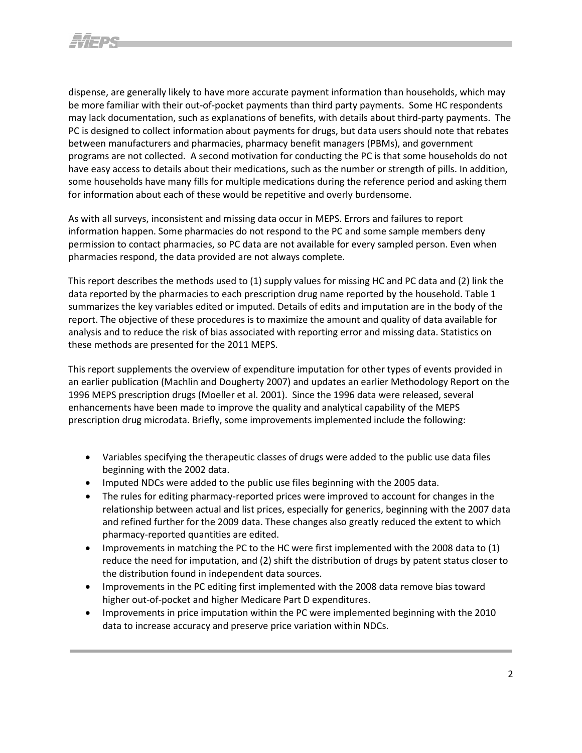dispense, are generally likely to have more accurate payment information than households, which may be more familiar with their out-of-pocket payments than third party payments. Some HC respondents may lack documentation, such as explanations of benefits, with details about third-party payments. The PC is designed to collect information about payments for drugs, but data users should note that rebates between manufacturers and pharmacies, pharmacy benefit managers (PBMs), and government programs are not collected. A second motivation for conducting the PC is that some households do not have easy access to details about their medications, such as the number or strength of pills. In addition, some households have many fills for multiple medications during the reference period and asking them for information about each of these would be repetitive and overly burdensome.

As with all surveys, inconsistent and missing data occur in MEPS. Errors and failures to report information happen. Some pharmacies do not respond to the PC and some sample members deny permission to contact pharmacies, so PC data are not available for every sampled person. Even when pharmacies respond, the data provided are not always complete.

This report describes the methods used to (1) supply values for missing HC and PC data and (2) link the data reported by the pharmacies to each prescription drug name reported by the household. Table 1 summarizes the key variables edited or imputed. Details of edits and imputation are in the body of the report. The objective of these procedures is to maximize the amount and quality of data available for analysis and to reduce the risk of bias associated with reporting error and missing data. Statistics on these methods are presented for the 2011 MEPS.

This report supplements the overview of expenditure imputation for other types of events provided in an earlier publication (Machlin and Dougherty 2007) and updates an earlier Methodology Report on the 1996 MEPS prescription drugs (Moeller et al. 2001). Since the 1996 data were released, several enhancements have been made to improve the quality and analytical capability of the MEPS prescription drug microdata. Briefly, some improvements implemented include the following:

- Variables specifying the therapeutic classes of drugs were added to the public use data files beginning with the 2002 data.
- Imputed NDCs were added to the public use files beginning with the 2005 data.
- The rules for editing pharmacy-reported prices were improved to account for changes in the relationship between actual and list prices, especially for generics, beginning with the 2007 data and refined further for the 2009 data. These changes also greatly reduced the extent to which pharmacy-reported quantities are edited.
- Improvements in matching the PC to the HC were first implemented with the 2008 data to (1) reduce the need for imputation, and (2) shift the distribution of drugs by patent status closer to the distribution found in independent data sources.
- Improvements in the PC editing first implemented with the 2008 data remove bias toward higher out-of-pocket and higher Medicare Part D expenditures.
- Improvements in price imputation within the PC were implemented beginning with the 2010 data to increase accuracy and preserve price variation within NDCs.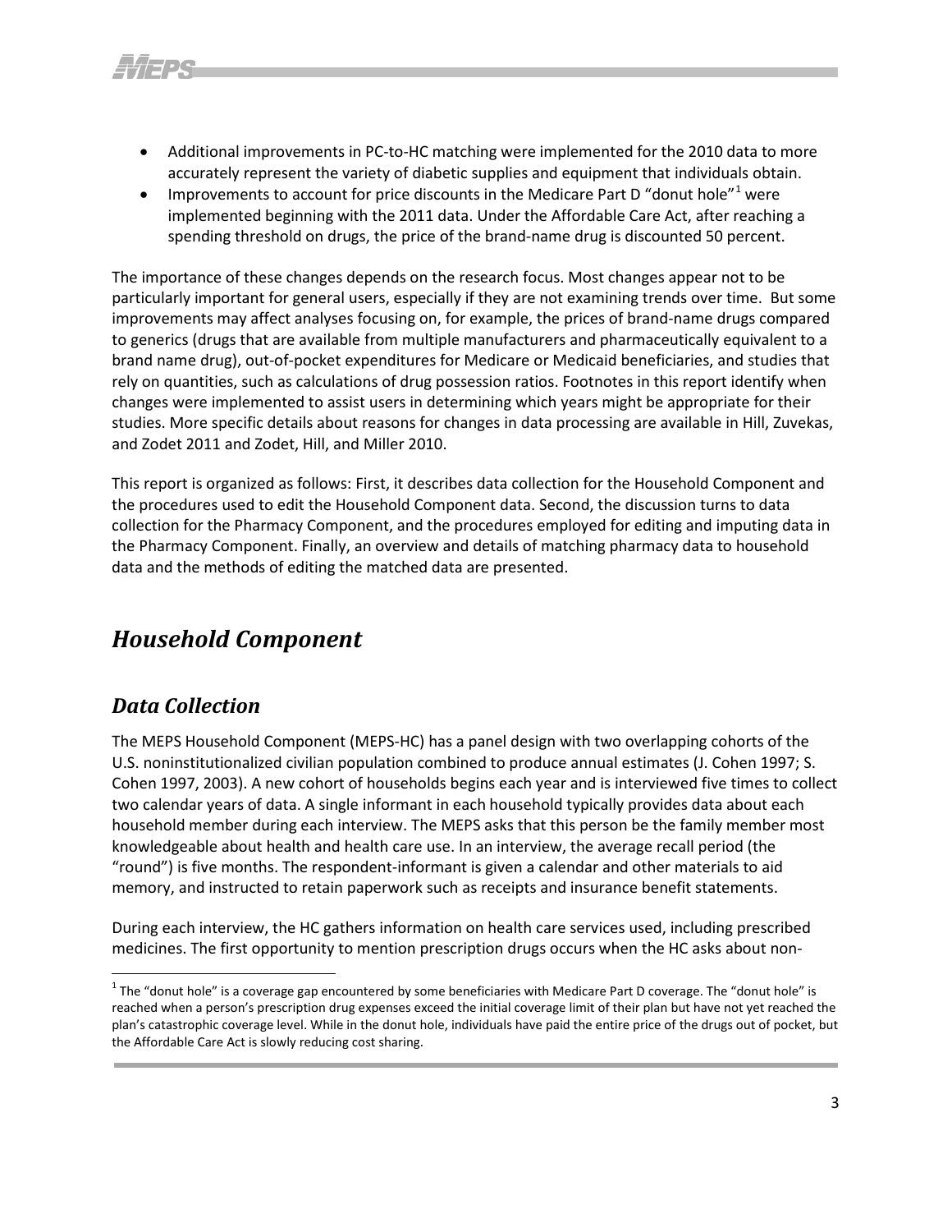- Additional improvements in PC-to-HC matching were implemented for the 2010 data to more accurately represent the variety of diabetic supplies and equipment that individuals obtain.
- Improvements to account for price discounts in the Medicare Part D "donut hole"[1] were implemented beginning with the 2011 data. Under the Affordable Care Act, after reaching a spending threshold on drugs, the price of the brand-name drug is discounted 50 percent.

The importance of these changes depends on the research focus. Most changes appear not to be particularly important for general users, especially if they are not examining trends over time. But some improvements may affect analyses focusing on, for example, the prices of brand-name drugs compared to generics (drugs that are available from multiple manufacturers and pharmaceutically equivalent to a brand name drug), out-of-pocket expenditures for Medicare or Medicaid beneficiaries, and studies that rely on quantities, such as calculations of drug possession ratios. Footnotes in this report identify when changes were implemented to assist users in determining which years might be appropriate for their studies. More specific details about reasons for changes in data processing are available in Hill, Zuvekas, and Zodet 2011 and Zodet, Hill, and Miller 2010.

This report is organized as follows: First, it describes data collection for the Household Component and the procedures used to edit the Household Component data. Second, the discussion turns to data collection for the Pharmacy Component, and the procedures employed for editing and imputing data in the Pharmacy Component. Finally, an overview and details of matching pharmacy data to household data and the methods of editing the matched data are presented.

# *Household Component*

## *Data Collection*

The MEPS Household Component (MEPS-HC) has a panel design with two overlapping cohorts of the U.S. noninstitutionalized civilian population combined to produce annual estimates (J. Cohen 1997; S. Cohen 1997, 2003). A new cohort of households begins each year and is interviewed five times to collect two calendar years of data. A single informant in each household typically provides data about each household member during each interview. The MEPS asks that this person be the family member most knowledgeable about health and health care use. In an interview, the average recall period (the "round") is five months. The respondent-informant is given a calendar and other materials to aid memory, and instructed to retain paperwork such as receipts and insurance benefit statements.

During each interview, the HC gathers information on health care services used, including prescribed medicines. The first opportunity to mention prescription drugs occurs when the HC asks about non-

[1] The "donut hole" is a coverage gap encountered by some beneficiaries with Medicare Part D coverage. The "donut hole" is reached when a person's prescription drug expenses exceed the initial coverage limit of their plan but have not yet reached the plan's catastrophic coverage level. While in the donut hole, individuals have paid the entire price of the drugs out of pocket, but the Affordable Care Act is slowly reducing cost sharing.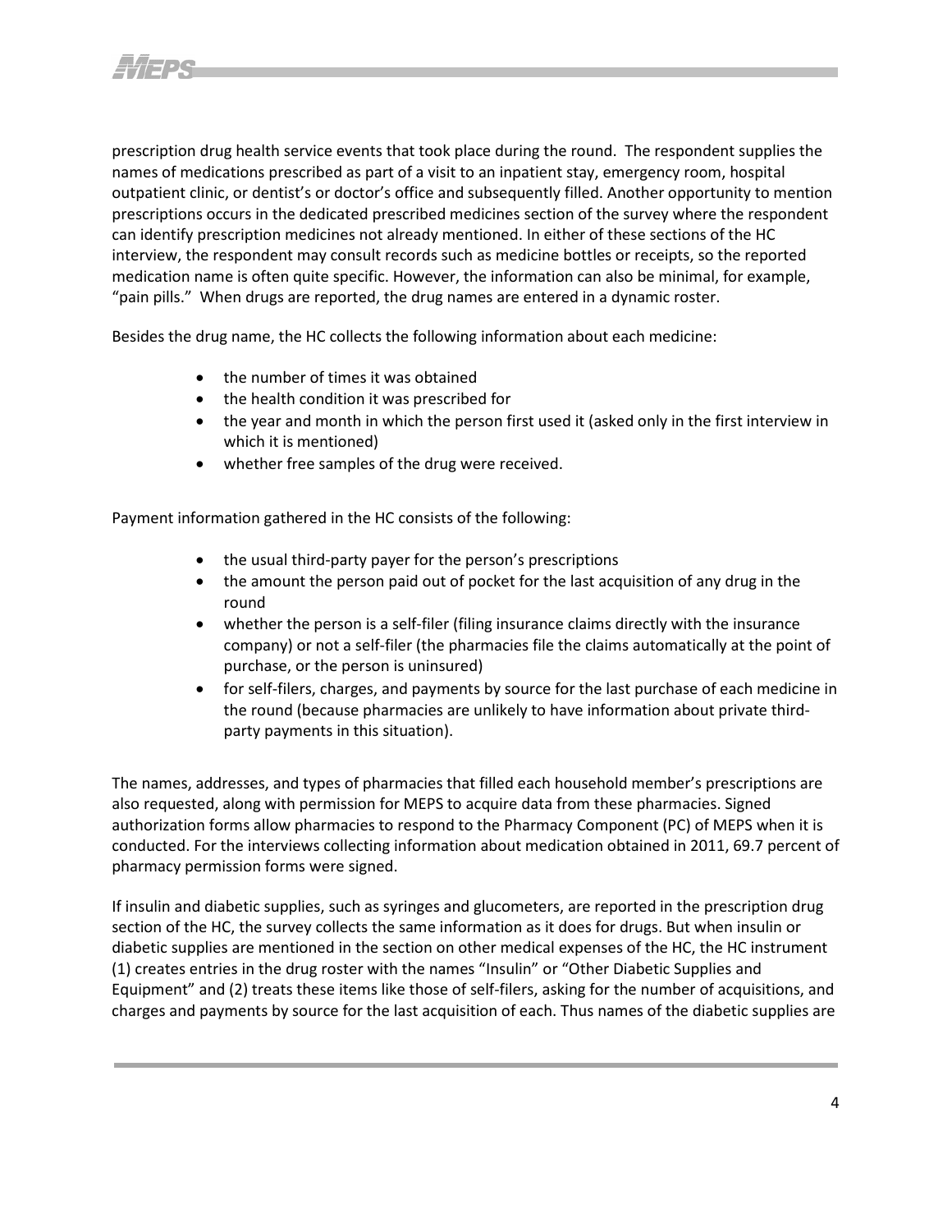prescription drug health service events that took place during the round. The respondent supplies the names of medications prescribed as part of a visit to an inpatient stay, emergency room, hospital outpatient clinic, or dentist's or doctor's office and subsequently filled. Another opportunity to mention prescriptions occurs in the dedicated prescribed medicines section of the survey where the respondent can identify prescription medicines not already mentioned. In either of these sections of the HC interview, the respondent may consult records such as medicine bottles or receipts, so the reported medication name is often quite specific. However, the information can also be minimal, for example, "pain pills." When drugs are reported, the drug names are entered in a dynamic roster.

Besides the drug name, the HC collects the following information about each medicine:

- the number of times it was obtained
- the health condition it was prescribed for
- the year and month in which the person first used it (asked only in the first interview in which it is mentioned)
- whether free samples of the drug were received.

Payment information gathered in the HC consists of the following:

- the usual third-party payer for the person's prescriptions
- the amount the person paid out of pocket for the last acquisition of any drug in the round
- whether the person is a self-filer (filing insurance claims directly with the insurance company) or not a self-filer (the pharmacies file the claims automatically at the point of purchase, or the person is uninsured)
- for self-filers, charges, and payments by source for the last purchase of each medicine in the round (because pharmacies are unlikely to have information about private third-party payments in this situation).

The names, addresses, and types of pharmacies that filled each household member's prescriptions are also requested, along with permission for MEPS to acquire data from these pharmacies. Signed authorization forms allow pharmacies to respond to the Pharmacy Component (PC) of MEPS when it is conducted. For the interviews collecting information about medication obtained in 2011, 69.7 percent of pharmacy permission forms were signed.

If insulin and diabetic supplies, such as syringes and glucometers, are reported in the prescription drug section of the HC, the survey collects the same information as it does for drugs. But when insulin or diabetic supplies are mentioned in the section on other medical expenses of the HC, the HC instrument (1) creates entries in the drug roster with the names "Insulin" or "Other Diabetic Supplies and Equipment" and (2) treats these items like those of self-filers, asking for the number of acquisitions, and charges and payments by source for the last acquisition of each. Thus names of the diabetic supplies are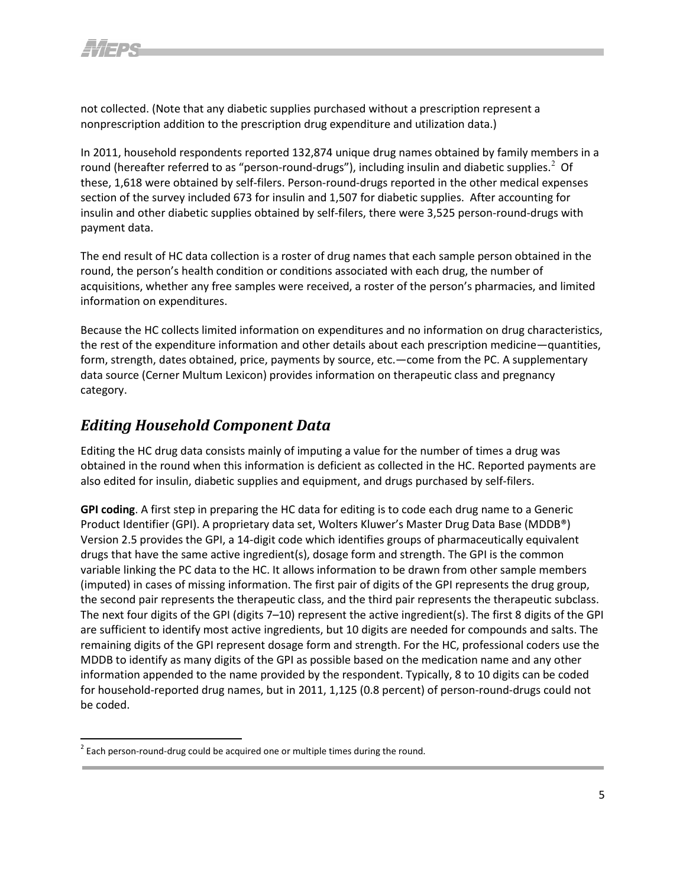not collected. (Note that any diabetic supplies purchased without a prescription represent a nonprescription addition to the prescription drug expenditure and utilization data.)

In 2011, household respondents reported 132,874 unique drug names obtained by family members in a round (hereafter referred to as "person-round-drugs"), including insulin and diabetic supplies.[2] Of these, 1,618 were obtained by self-filers. Person-round-drugs reported in the other medical expenses section of the survey included 673 for insulin and 1,507 for diabetic supplies. After accounting for insulin and other diabetic supplies obtained by self-filers, there were 3,525 person-round-drugs with payment data.

The end result of HC data collection is a roster of drug names that each sample person obtained in the round, the person's health condition or conditions associated with each drug, the number of acquisitions, whether any free samples were received, a roster of the person's pharmacies, and limited information on expenditures.

Because the HC collects limited information on expenditures and no information on drug characteristics, the rest of the expenditure information and other details about each prescription medicine—quantities, form, strength, dates obtained, price, payments by source, etc.—come from the PC. A supplementary data source (Cerner Multum Lexicon) provides information on therapeutic class and pregnancy category.

## *Editing Household Component Data*

Editing the HC drug data consists mainly of imputing a value for the number of times a drug was obtained in the round when this information is deficient as collected in the HC. Reported payments are also edited for insulin, diabetic supplies and equipment, and drugs purchased by self-filers.

**GPI coding**. A first step in preparing the HC data for editing is to code each drug name to a Generic Product Identifier (GPI). A proprietary data set, Wolters Kluwer's Master Drug Data Base (MDDB®) Version 2.5 provides the GPI, a 14-digit code which identifies groups of pharmaceutically equivalent drugs that have the same active ingredient(s), dosage form and strength. The GPI is the common variable linking the PC data to the HC. It allows information to be drawn from other sample members (imputed) in cases of missing information. The first pair of digits of the GPI represents the drug group, the second pair represents the therapeutic class, and the third pair represents the therapeutic subclass. The next four digits of the GPI (digits 7–10) represent the active ingredient(s). The first 8 digits of the GPI are sufficient to identify most active ingredients, but 10 digits are needed for compounds and salts. The remaining digits of the GPI represent dosage form and strength. For the HC, professional coders use the MDDB to identify as many digits of the GPI as possible based on the medication name and any other information appended to the name provided by the respondent. Typically, 8 to 10 digits can be coded for household-reported drug names, but in 2011, 1,125 (0.8 percent) of person-round-drugs could not be coded.

[2] Each person-round-drug could be acquired one or multiple times during the round.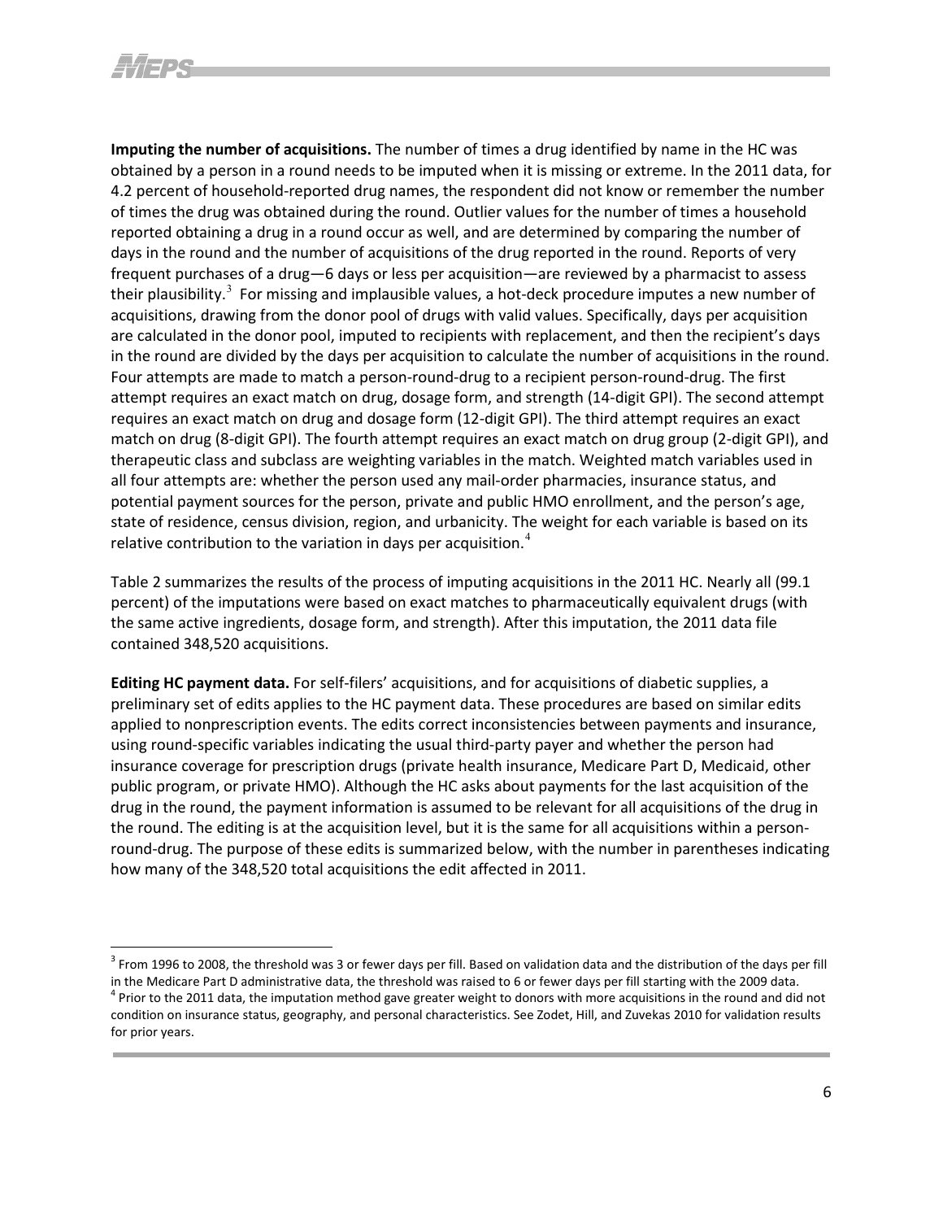**Imputing the number of acquisitions.** The number of times a drug identified by name in the HC was obtained by a person in a round needs to be imputed when it is missing or extreme. In the 2011 data, for 4.2 percent of household-reported drug names, the respondent did not know or remember the number of times the drug was obtained during the round. Outlier values for the number of times a household reported obtaining a drug in a round occur as well, and are determined by comparing the number of days in the round and the number of acquisitions of the drug reported in the round. Reports of very frequent purchases of a drug—6 days or less per acquisition—are reviewed by a pharmacist to assess their plausibility.[3] For missing and implausible values, a hot-deck procedure imputes a new number of acquisitions, drawing from the donor pool of drugs with valid values. Specifically, days per acquisition are calculated in the donor pool, imputed to recipients with replacement, and then the recipient's days in the round are divided by the days per acquisition to calculate the number of acquisitions in the round. Four attempts are made to match a person-round-drug to a recipient person-round-drug. The first attempt requires an exact match on drug, dosage form, and strength (14-digit GPI). The second attempt requires an exact match on drug and dosage form (12-digit GPI). The third attempt requires an exact match on drug (8-digit GPI). The fourth attempt requires an exact match on drug group (2-digit GPI), and therapeutic class and subclass are weighting variables in the match. Weighted match variables used in all four attempts are: whether the person used any mail-order pharmacies, insurance status, and potential payment sources for the person, private and public HMO enrollment, and the person's age, state of residence, census division, region, and urbanicity. The weight for each variable is based on its relative contribution to the variation in days per acquisition.[4]

Table 2 summarizes the results of the process of imputing acquisitions in the 2011 HC. Nearly all (99.1 percent) of the imputations were based on exact matches to pharmaceutically equivalent drugs (with the same active ingredients, dosage form, and strength). After this imputation, the 2011 data file contained 348,520 acquisitions.

**Editing HC payment data.** For self-filers' acquisitions, and for acquisitions of diabetic supplies, a preliminary set of edits applies to the HC payment data. These procedures are based on similar edits applied to nonprescription events. The edits correct inconsistencies between payments and insurance, using round-specific variables indicating the usual third-party payer and whether the person had insurance coverage for prescription drugs (private health insurance, Medicare Part D, Medicaid, other public program, or private HMO). Although the HC asks about payments for the last acquisition of the drug in the round, the payment information is assumed to be relevant for all acquisitions of the drug in the round. The editing is at the acquisition level, but it is the same for all acquisitions within a person-round-drug. The purpose of these edits is summarized below, with the number in parentheses indicating how many of the 348,520 total acquisitions the edit affected in 2011.

---

[3] From 1996 to 2008, the threshold was 3 or fewer days per fill. Based on validation data and the distribution of the days per fill in the Medicare Part D administrative data, the threshold was raised to 6 or fewer days per fill starting with the 2009 data.

[4] Prior to the 2011 data, the imputation method gave greater weight to donors with more acquisitions in the round and did not condition on insurance status, geography, and personal characteristics. See Zodet, Hill, and Zuvekas 2010 for validation results for prior years.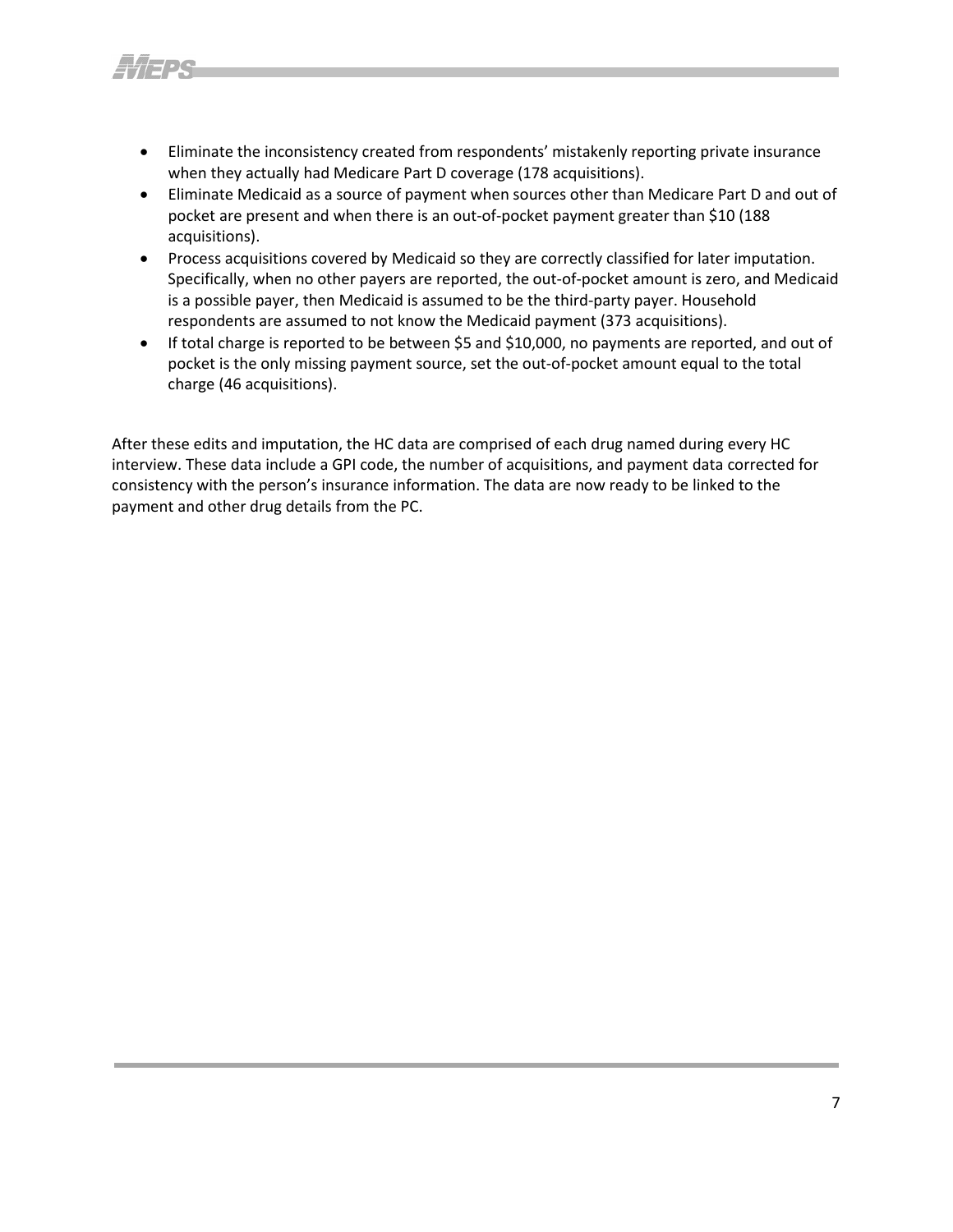- Eliminate the inconsistency created from respondents' mistakenly reporting private insurance when they actually had Medicare Part D coverage (178 acquisitions).
- Eliminate Medicaid as a source of payment when sources other than Medicare Part D and out of pocket are present and when there is an out-of-pocket payment greater than $10 (188 acquisitions).
- Process acquisitions covered by Medicaid so they are correctly classified for later imputation. Specifically, when no other payers are reported, the out-of-pocket amount is zero, and Medicaid is a possible payer, then Medicaid is assumed to be the third-party payer. Household respondents are assumed to not know the Medicaid payment (373 acquisitions).
- If total charge is reported to be between $5 and $10,000, no payments are reported, and out of pocket is the only missing payment source, set the out-of-pocket amount equal to the total charge (46 acquisitions).

After these edits and imputation, the HC data are comprised of each drug named during every HC interview. These data include a GPI code, the number of acquisitions, and payment data corrected for consistency with the person's insurance information. The data are now ready to be linked to the payment and other drug details from the PC.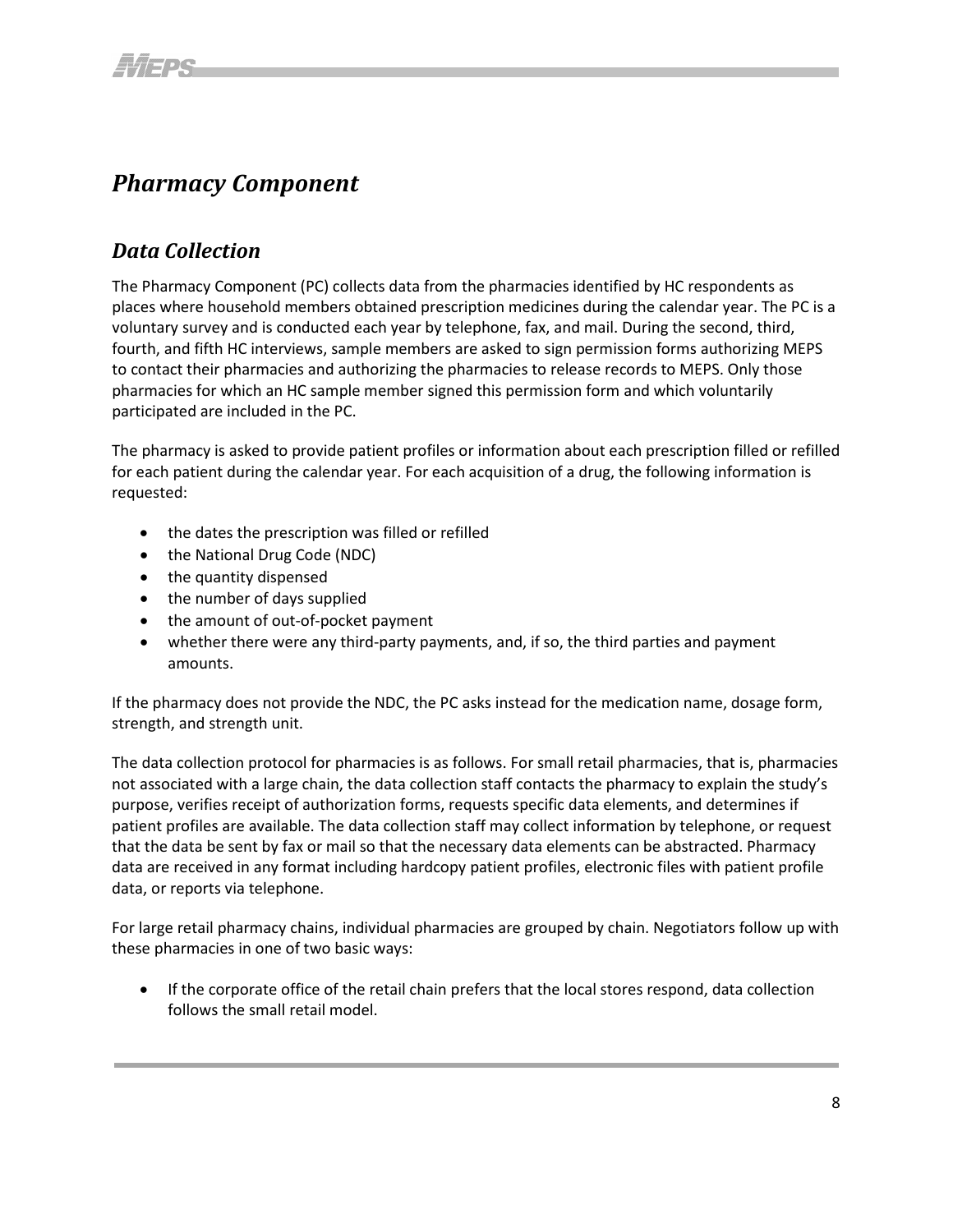# *Pharmacy Component*

## *Data Collection*

The Pharmacy Component (PC) collects data from the pharmacies identified by HC respondents as places where household members obtained prescription medicines during the calendar year. The PC is a voluntary survey and is conducted each year by telephone, fax, and mail. During the second, third, fourth, and fifth HC interviews, sample members are asked to sign permission forms authorizing MEPS to contact their pharmacies and authorizing the pharmacies to release records to MEPS. Only those pharmacies for which an HC sample member signed this permission form and which voluntarily participated are included in the PC.

The pharmacy is asked to provide patient profiles or information about each prescription filled or refilled for each patient during the calendar year. For each acquisition of a drug, the following information is requested:

- the dates the prescription was filled or refilled
- the National Drug Code (NDC)
- the quantity dispensed
- the number of days supplied
- the amount of out-of-pocket payment
- whether there were any third-party payments, and, if so, the third parties and payment amounts.

If the pharmacy does not provide the NDC, the PC asks instead for the medication name, dosage form, strength, and strength unit.

The data collection protocol for pharmacies is as follows. For small retail pharmacies, that is, pharmacies not associated with a large chain, the data collection staff contacts the pharmacy to explain the study's purpose, verifies receipt of authorization forms, requests specific data elements, and determines if patient profiles are available. The data collection staff may collect information by telephone, or request that the data be sent by fax or mail so that the necessary data elements can be abstracted. Pharmacy data are received in any format including hardcopy patient profiles, electronic files with patient profile data, or reports via telephone.

For large retail pharmacy chains, individual pharmacies are grouped by chain. Negotiators follow up with these pharmacies in one of two basic ways:

- If the corporate office of the retail chain prefers that the local stores respond, data collection follows the small retail model.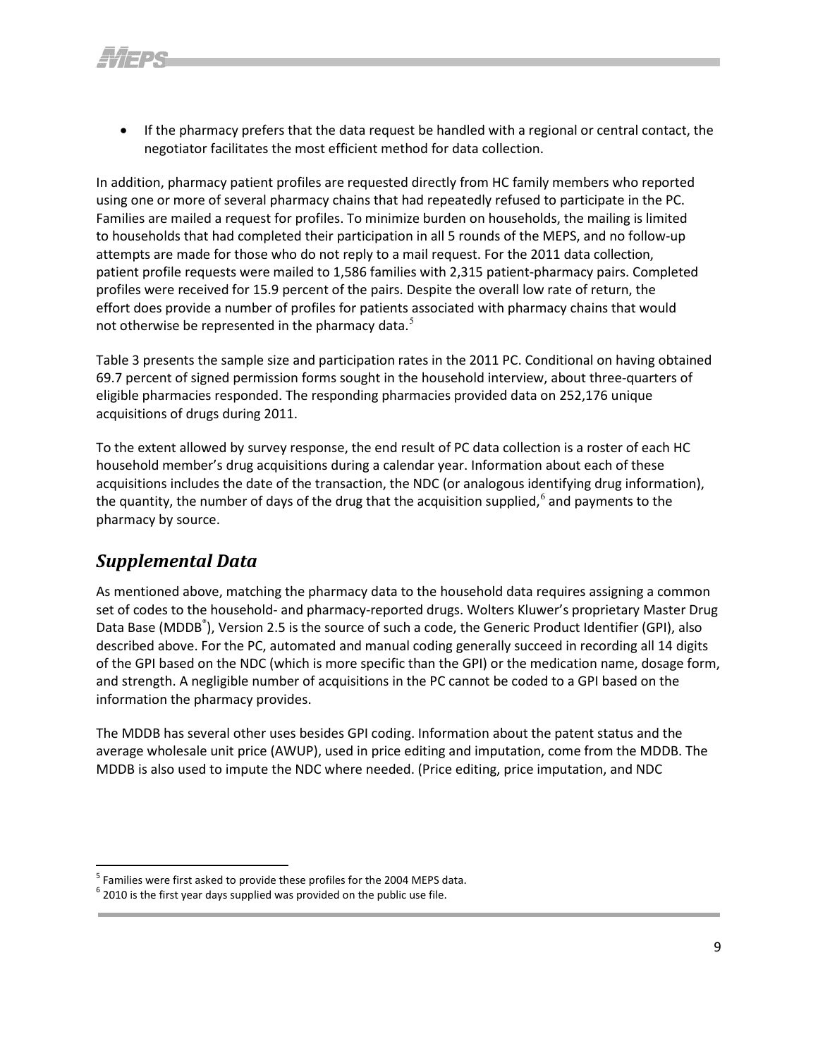- If the pharmacy prefers that the data request be handled with a regional or central contact, the negotiator facilitates the most efficient method for data collection.

In addition, pharmacy patient profiles are requested directly from HC family members who reported using one or more of several pharmacy chains that had repeatedly refused to participate in the PC. Families are mailed a request for profiles. To minimize burden on households, the mailing is limited to households that had completed their participation in all 5 rounds of the MEPS, and no follow-up attempts are made for those who do not reply to a mail request. For the 2011 data collection, patient profile requests were mailed to 1,586 families with 2,315 patient-pharmacy pairs. Completed profiles were received for 15.9 percent of the pairs. Despite the overall low rate of return, the effort does provide a number of profiles for patients associated with pharmacy chains that would not otherwise be represented in the pharmacy data.[5]

Table 3 presents the sample size and participation rates in the 2011 PC. Conditional on having obtained 69.7 percent of signed permission forms sought in the household interview, about three-quarters of eligible pharmacies responded. The responding pharmacies provided data on 252,176 unique acquisitions of drugs during 2011.

To the extent allowed by survey response, the end result of PC data collection is a roster of each HC household member's drug acquisitions during a calendar year. Information about each of these acquisitions includes the date of the transaction, the NDC (or analogous identifying drug information), the quantity, the number of days of the drug that the acquisition supplied,[6] and payments to the pharmacy by source.

## *Supplemental Data*

As mentioned above, matching the pharmacy data to the household data requires assigning a common set of codes to the household- and pharmacy-reported drugs. Wolters Kluwer's proprietary Master Drug Data Base (MDDB®), Version 2.5 is the source of such a code, the Generic Product Identifier (GPI), also described above. For the PC, automated and manual coding generally succeed in recording all 14 digits of the GPI based on the NDC (which is more specific than the GPI) or the medication name, dosage form, and strength. A negligible number of acquisitions in the PC cannot be coded to a GPI based on the information the pharmacy provides.

The MDDB has several other uses besides GPI coding. Information about the patent status and the average wholesale unit price (AWUP), used in price editing and imputation, come from the MDDB. The MDDB is also used to impute the NDC where needed. (Price editing, price imputation, and NDC

---

[5] Families were first asked to provide these profiles for the 2004 MEPS data.

[6] 2010 is the first year days supplied was provided on the public use file.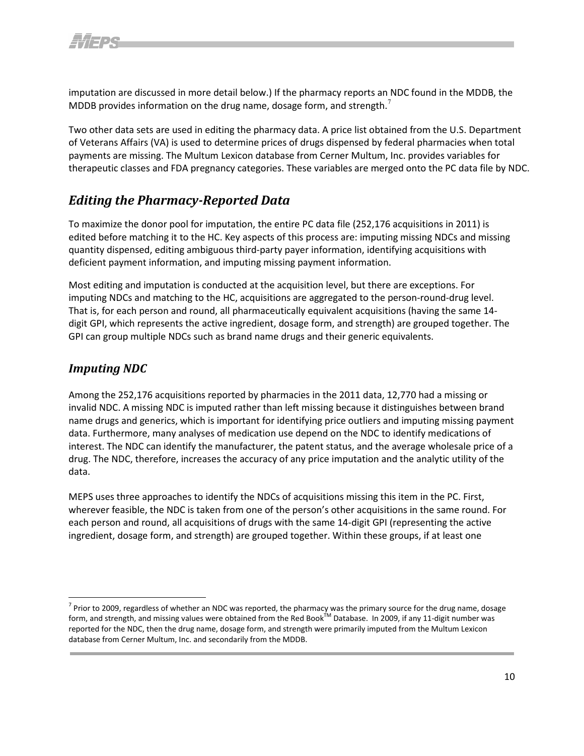imputation are discussed in more detail below.) If the pharmacy reports an NDC found in the MDDB, the MDDB provides information on the drug name, dosage form, and strength.[7]

Two other data sets are used in editing the pharmacy data. A price list obtained from the U.S. Department of Veterans Affairs (VA) is used to determine prices of drugs dispensed by federal pharmacies when total payments are missing. The Multum Lexicon database from Cerner Multum, Inc. provides variables for therapeutic classes and FDA pregnancy categories. These variables are merged onto the PC data file by NDC.

## *Editing the Pharmacy-Reported Data*

To maximize the donor pool for imputation, the entire PC data file (252,176 acquisitions in 2011) is edited before matching it to the HC. Key aspects of this process are: imputing missing NDCs and missing quantity dispensed, editing ambiguous third-party payer information, identifying acquisitions with deficient payment information, and imputing missing payment information.

Most editing and imputation is conducted at the acquisition level, but there are exceptions. For imputing NDCs and matching to the HC, acquisitions are aggregated to the person-round-drug level. That is, for each person and round, all pharmaceutically equivalent acquisitions (having the same 14-digit GPI, which represents the active ingredient, dosage form, and strength) are grouped together. The GPI can group multiple NDCs such as brand name drugs and their generic equivalents.

## *Imputing NDC*

Among the 252,176 acquisitions reported by pharmacies in the 2011 data, 12,770 had a missing or invalid NDC. A missing NDC is imputed rather than left missing because it distinguishes between brand name drugs and generics, which is important for identifying price outliers and imputing missing payment data. Furthermore, many analyses of medication use depend on the NDC to identify medications of interest. The NDC can identify the manufacturer, the patent status, and the average wholesale price of a drug. The NDC, therefore, increases the accuracy of any price imputation and the analytic utility of the data.

MEPS uses three approaches to identify the NDCs of acquisitions missing this item in the PC. First, wherever feasible, the NDC is taken from one of the person's other acquisitions in the same round. For each person and round, all acquisitions of drugs with the same 14-digit GPI (representing the active ingredient, dosage form, and strength) are grouped together. Within these groups, if at least one

---

[7] Prior to 2009, regardless of whether an NDC was reported, the pharmacy was the primary source for the drug name, dosage form, and strength, and missing values were obtained from the Red Book™ Database. In 2009, if any 11-digit number was reported for the NDC, then the drug name, dosage form, and strength were primarily imputed from the Multum Lexicon database from Cerner Multum, Inc. and secondarily from the MDDB.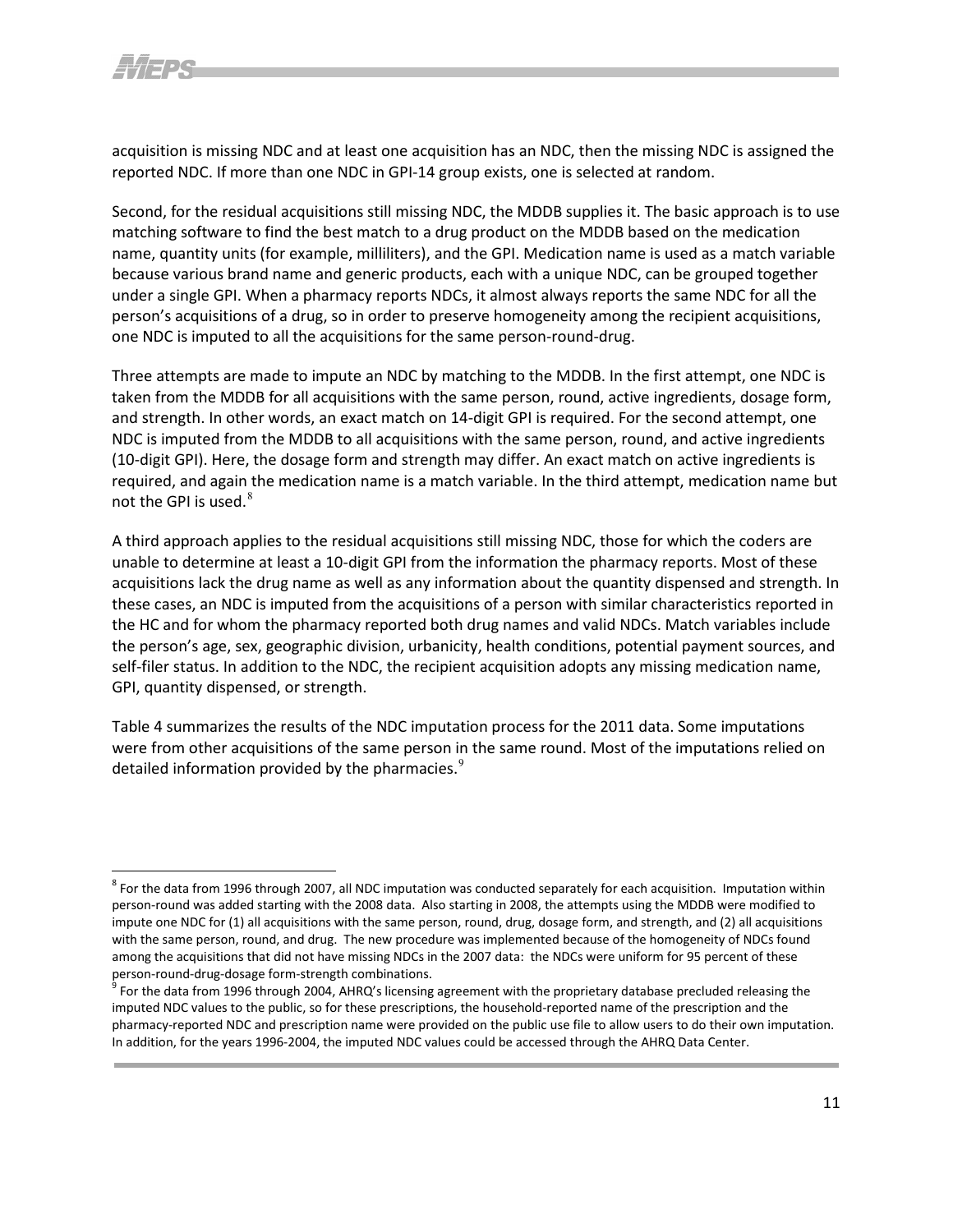acquisition is missing NDC and at least one acquisition has an NDC, then the missing NDC is assigned the reported NDC. If more than one NDC in GPI-14 group exists, one is selected at random.

Second, for the residual acquisitions still missing NDC, the MDDB supplies it. The basic approach is to use matching software to find the best match to a drug product on the MDDB based on the medication name, quantity units (for example, milliliters), and the GPI. Medication name is used as a match variable because various brand name and generic products, each with a unique NDC, can be grouped together under a single GPI. When a pharmacy reports NDCs, it almost always reports the same NDC for all the person's acquisitions of a drug, so in order to preserve homogeneity among the recipient acquisitions, one NDC is imputed to all the acquisitions for the same person-round-drug.

Three attempts are made to impute an NDC by matching to the MDDB. In the first attempt, one NDC is taken from the MDDB for all acquisitions with the same person, round, active ingredients, dosage form, and strength. In other words, an exact match on 14-digit GPI is required. For the second attempt, one NDC is imputed from the MDDB to all acquisitions with the same person, round, and active ingredients (10-digit GPI). Here, the dosage form and strength may differ. An exact match on active ingredients is required, and again the medication name is a match variable. In the third attempt, medication name but not the GPI is used.[8]

A third approach applies to the residual acquisitions still missing NDC, those for which the coders are unable to determine at least a 10-digit GPI from the information the pharmacy reports. Most of these acquisitions lack the drug name as well as any information about the quantity dispensed and strength. In these cases, an NDC is imputed from the acquisitions of a person with similar characteristics reported in the HC and for whom the pharmacy reported both drug names and valid NDCs. Match variables include the person's age, sex, geographic division, urbanicity, health conditions, potential payment sources, and self-filer status. In addition to the NDC, the recipient acquisition adopts any missing medication name, GPI, quantity dispensed, or strength.

Table 4 summarizes the results of the NDC imputation process for the 2011 data. Some imputations were from other acquisitions of the same person in the same round. Most of the imputations relied on detailed information provided by the pharmacies.[9]

---

[8] For the data from 1996 through 2007, all NDC imputation was conducted separately for each acquisition. Imputation within person-round was added starting with the 2008 data. Also starting in 2008, the attempts using the MDDB were modified to impute one NDC for (1) all acquisitions with the same person, round, drug, dosage form, and strength, and (2) all acquisitions with the same person, round, and drug. The new procedure was implemented because of the homogeneity of NDCs found among the acquisitions that did not have missing NDCs in the 2007 data: the NDCs were uniform for 95 percent of these person-round-drug-dosage form-strength combinations.

[9] For the data from 1996 through 2004, AHRQ's licensing agreement with the proprietary database precluded releasing the imputed NDC values to the public, so for these prescriptions, the household-reported name of the prescription and the pharmacy-reported NDC and prescription name were provided on the public use file to allow users to do their own imputation. In addition, for the years 1996-2004, the imputed NDC values could be accessed through the AHRQ Data Center.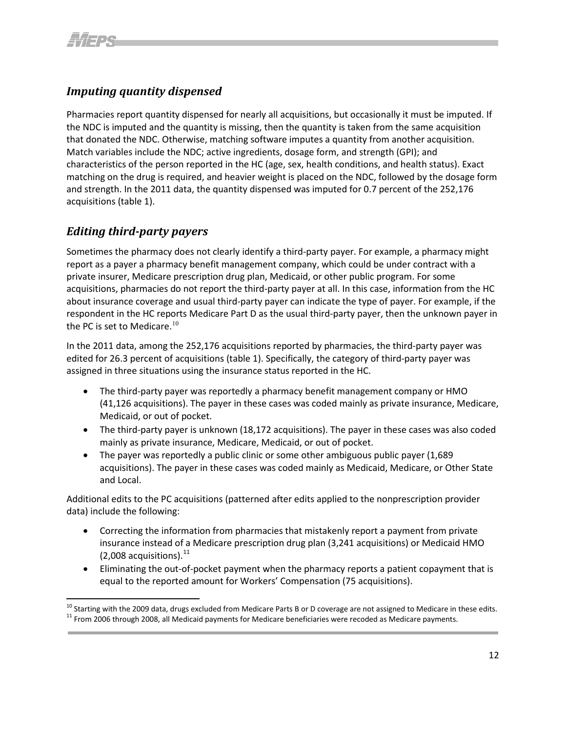## *Imputing quantity dispensed*

Pharmacies report quantity dispensed for nearly all acquisitions, but occasionally it must be imputed. If the NDC is imputed and the quantity is missing, then the quantity is taken from the same acquisition that donated the NDC. Otherwise, matching software imputes a quantity from another acquisition. Match variables include the NDC; active ingredients, dosage form, and strength (GPI); and characteristics of the person reported in the HC (age, sex, health conditions, and health status). Exact matching on the drug is required, and heavier weight is placed on the NDC, followed by the dosage form and strength. In the 2011 data, the quantity dispensed was imputed for 0.7 percent of the 252,176 acquisitions (table 1).

## *Editing third-party payers*

Sometimes the pharmacy does not clearly identify a third-party payer. For example, a pharmacy might report as a payer a pharmacy benefit management company, which could be under contract with a private insurer, Medicare prescription drug plan, Medicaid, or other public program. For some acquisitions, pharmacies do not report the third-party payer at all. In this case, information from the HC about insurance coverage and usual third-party payer can indicate the type of payer. For example, if the respondent in the HC reports Medicare Part D as the usual third-party payer, then the unknown payer in the PC is set to Medicare.[10]

In the 2011 data, among the 252,176 acquisitions reported by pharmacies, the third-party payer was edited for 26.3 percent of acquisitions (table 1). Specifically, the category of third-party payer was assigned in three situations using the insurance status reported in the HC.

- The third-party payer was reportedly a pharmacy benefit management company or HMO (41,126 acquisitions). The payer in these cases was coded mainly as private insurance, Medicare, Medicaid, or out of pocket.
- The third-party payer is unknown (18,172 acquisitions). The payer in these cases was also coded mainly as private insurance, Medicare, Medicaid, or out of pocket.
- The payer was reportedly a public clinic or some other ambiguous public payer (1,689 acquisitions). The payer in these cases was coded mainly as Medicaid, Medicare, or Other State and Local.

Additional edits to the PC acquisitions (patterned after edits applied to the nonprescription provider data) include the following:

- Correcting the information from pharmacies that mistakenly report a payment from private insurance instead of a Medicare prescription drug plan (3,241 acquisitions) or Medicaid HMO (2,008 acquisitions).[11]
- Eliminating the out-of-pocket payment when the pharmacy reports a patient copayment that is equal to the reported amount for Workers' Compensation (75 acquisitions).

---

[10] Starting with the 2009 data, drugs excluded from Medicare Parts B or D coverage are not assigned to Medicare in these edits.

[11] From 2006 through 2008, all Medicaid payments for Medicare beneficiaries were recoded as Medicare payments.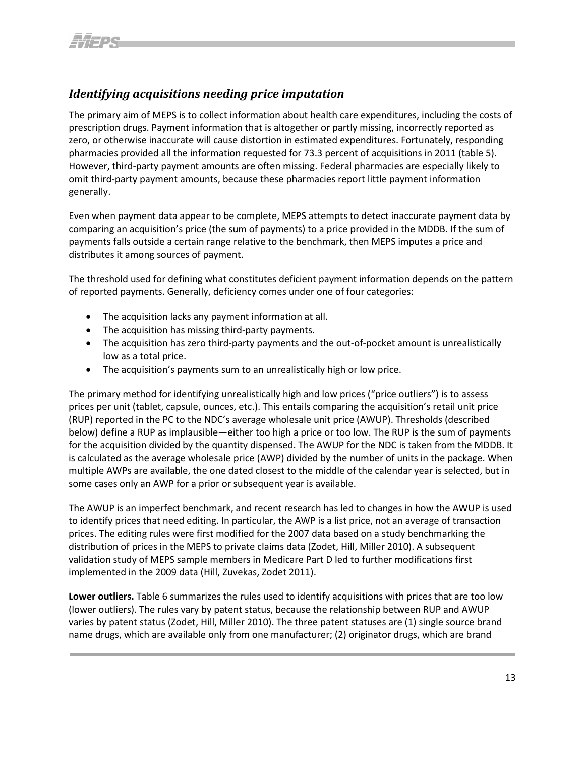## *Identifying acquisitions needing price imputation*

The primary aim of MEPS is to collect information about health care expenditures, including the costs of prescription drugs. Payment information that is altogether or partly missing, incorrectly reported as zero, or otherwise inaccurate will cause distortion in estimated expenditures. Fortunately, responding pharmacies provided all the information requested for 73.3 percent of acquisitions in 2011 (table 5). However, third-party payment amounts are often missing. Federal pharmacies are especially likely to omit third-party payment amounts, because these pharmacies report little payment information generally.

Even when payment data appear to be complete, MEPS attempts to detect inaccurate payment data by comparing an acquisition's price (the sum of payments) to a price provided in the MDDB. If the sum of payments falls outside a certain range relative to the benchmark, then MEPS imputes a price and distributes it among sources of payment.

The threshold used for defining what constitutes deficient payment information depends on the pattern of reported payments. Generally, deficiency comes under one of four categories:

- The acquisition lacks any payment information at all.
- The acquisition has missing third-party payments.
- The acquisition has zero third-party payments and the out-of-pocket amount is unrealistically low as a total price.
- The acquisition's payments sum to an unrealistically high or low price.

The primary method for identifying unrealistically high and low prices ("price outliers") is to assess prices per unit (tablet, capsule, ounces, etc.). This entails comparing the acquisition's retail unit price (RUP) reported in the PC to the NDC's average wholesale unit price (AWUP). Thresholds (described below) define a RUP as implausible—either too high a price or too low. The RUP is the sum of payments for the acquisition divided by the quantity dispensed. The AWUP for the NDC is taken from the MDDB. It is calculated as the average wholesale price (AWP) divided by the number of units in the package. When multiple AWPs are available, the one dated closest to the middle of the calendar year is selected, but in some cases only an AWP for a prior or subsequent year is available.

The AWUP is an imperfect benchmark, and recent research has led to changes in how the AWUP is used to identify prices that need editing. In particular, the AWP is a list price, not an average of transaction prices. The editing rules were first modified for the 2007 data based on a study benchmarking the distribution of prices in the MEPS to private claims data (Zodet, Hill, Miller 2010). A subsequent validation study of MEPS sample members in Medicare Part D led to further modifications first implemented in the 2009 data (Hill, Zuvekas, Zodet 2011).

**Lower outliers.** Table 6 summarizes the rules used to identify acquisitions with prices that are too low (lower outliers). The rules vary by patent status, because the relationship between RUP and AWUP varies by patent status (Zodet, Hill, Miller 2010). The three patent statuses are (1) single source brand name drugs, which are available only from one manufacturer; (2) originator drugs, which are brand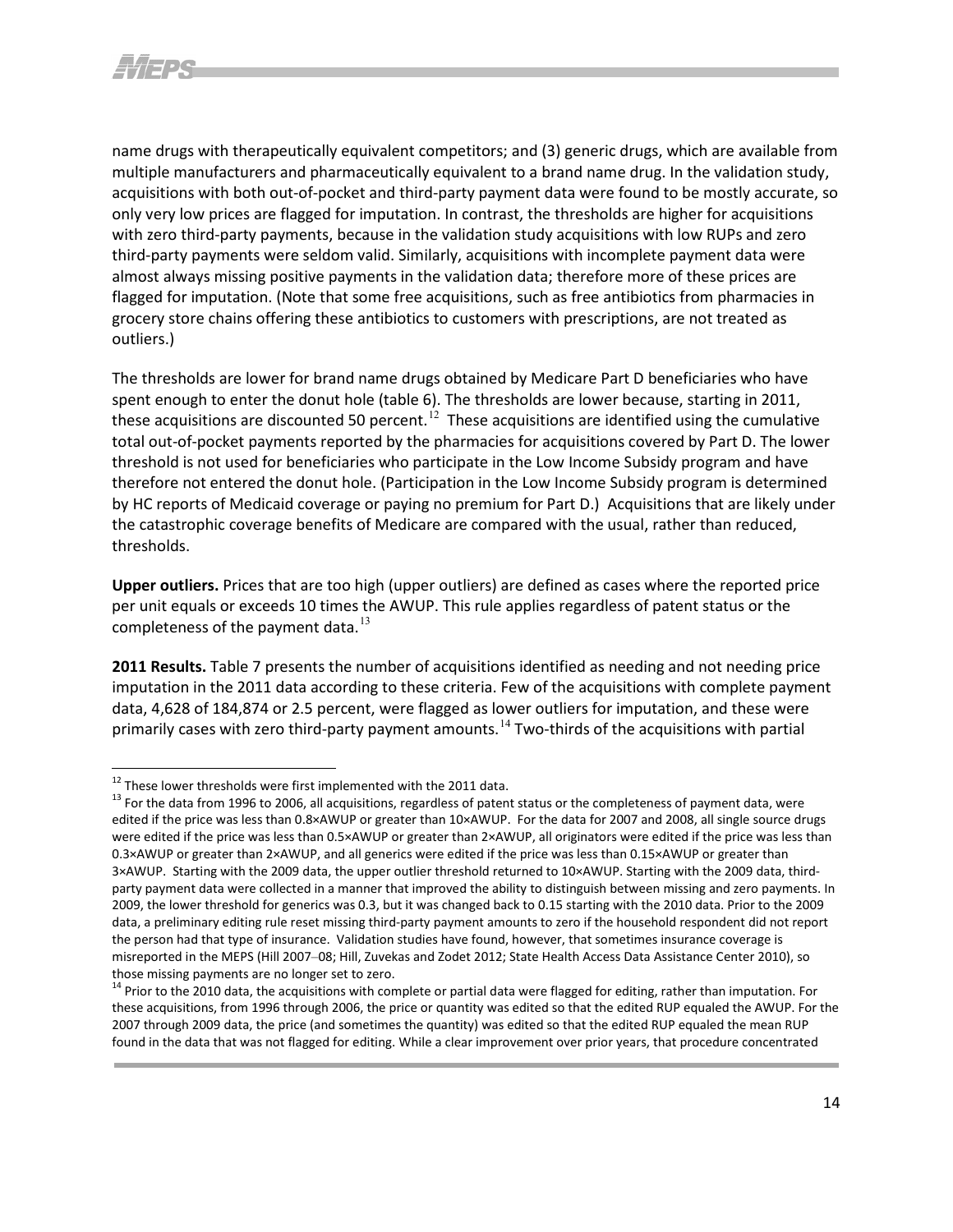name drugs with therapeutically equivalent competitors; and (3) generic drugs, which are available from multiple manufacturers and pharmaceutically equivalent to a brand name drug. In the validation study, acquisitions with both out-of-pocket and third-party payment data were found to be mostly accurate, so only very low prices are flagged for imputation. In contrast, the thresholds are higher for acquisitions with zero third-party payments, because in the validation study acquisitions with low RUPs and zero third-party payments were seldom valid. Similarly, acquisitions with incomplete payment data were almost always missing positive payments in the validation data; therefore more of these prices are flagged for imputation. (Note that some free acquisitions, such as free antibiotics from pharmacies in grocery store chains offering these antibiotics to customers with prescriptions, are not treated as outliers.)

The thresholds are lower for brand name drugs obtained by Medicare Part D beneficiaries who have spent enough to enter the donut hole (table 6). The thresholds are lower because, starting in 2011, these acquisitions are discounted 50 percent.[12] These acquisitions are identified using the cumulative total out-of-pocket payments reported by the pharmacies for acquisitions covered by Part D. The lower threshold is not used for beneficiaries who participate in the Low Income Subsidy program and have therefore not entered the donut hole. (Participation in the Low Income Subsidy program is determined by HC reports of Medicaid coverage or paying no premium for Part D.) Acquisitions that are likely under the catastrophic coverage benefits of Medicare are compared with the usual, rather than reduced, thresholds.

**Upper outliers.** Prices that are too high (upper outliers) are defined as cases where the reported price per unit equals or exceeds 10 times the AWUP. This rule applies regardless of patent status or the completeness of the payment data.[13]

**2011 Results.** Table 7 presents the number of acquisitions identified as needing and not needing price imputation in the 2011 data according to these criteria. Few of the acquisitions with complete payment data, 4,628 of 184,874 or 2.5 percent, were flagged as lower outliers for imputation, and these were primarily cases with zero third-party payment amounts.[14] Two-thirds of the acquisitions with partial

[12] These lower thresholds were first implemented with the 2011 data.

[13] For the data from 1996 to 2006, all acquisitions, regardless of patent status or the completeness of payment data, were edited if the price was less than 0.8×AWUP or greater than 10×AWUP. For the data for 2007 and 2008, all single source drugs were edited if the price was less than 0.5×AWUP or greater than 2×AWUP, all originators were edited if the price was less than 0.3×AWUP or greater than 2×AWUP, and all generics were edited if the price was less than 0.15×AWUP or greater than 3×AWUP. Starting with the 2009 data, the upper outlier threshold returned to 10×AWUP. Starting with the 2009 data, third-party payment data were collected in a manner that improved the ability to distinguish between missing and zero payments. In 2009, the lower threshold for generics was 0.3, but it was changed back to 0.15 starting with the 2010 data. Prior to the 2009 data, a preliminary editing rule reset missing third-party payment amounts to zero if the household respondent did not report the person had that type of insurance. Validation studies have found, however, that sometimes insurance coverage is misreported in the MEPS (Hill 2007–08; Hill, Zuvekas and Zodet 2012; State Health Access Data Assistance Center 2010), so those missing payments are no longer set to zero.

[14] Prior to the 2010 data, the acquisitions with complete or partial data were flagged for editing, rather than imputation. For these acquisitions, from 1996 through 2006, the price or quantity was edited so that the edited RUP equaled the AWUP. For the 2007 through 2009 data, the price (and sometimes the quantity) was edited so that the edited RUP equaled the mean RUP found in the data that was not flagged for editing. While a clear improvement over prior years, that procedure concentrated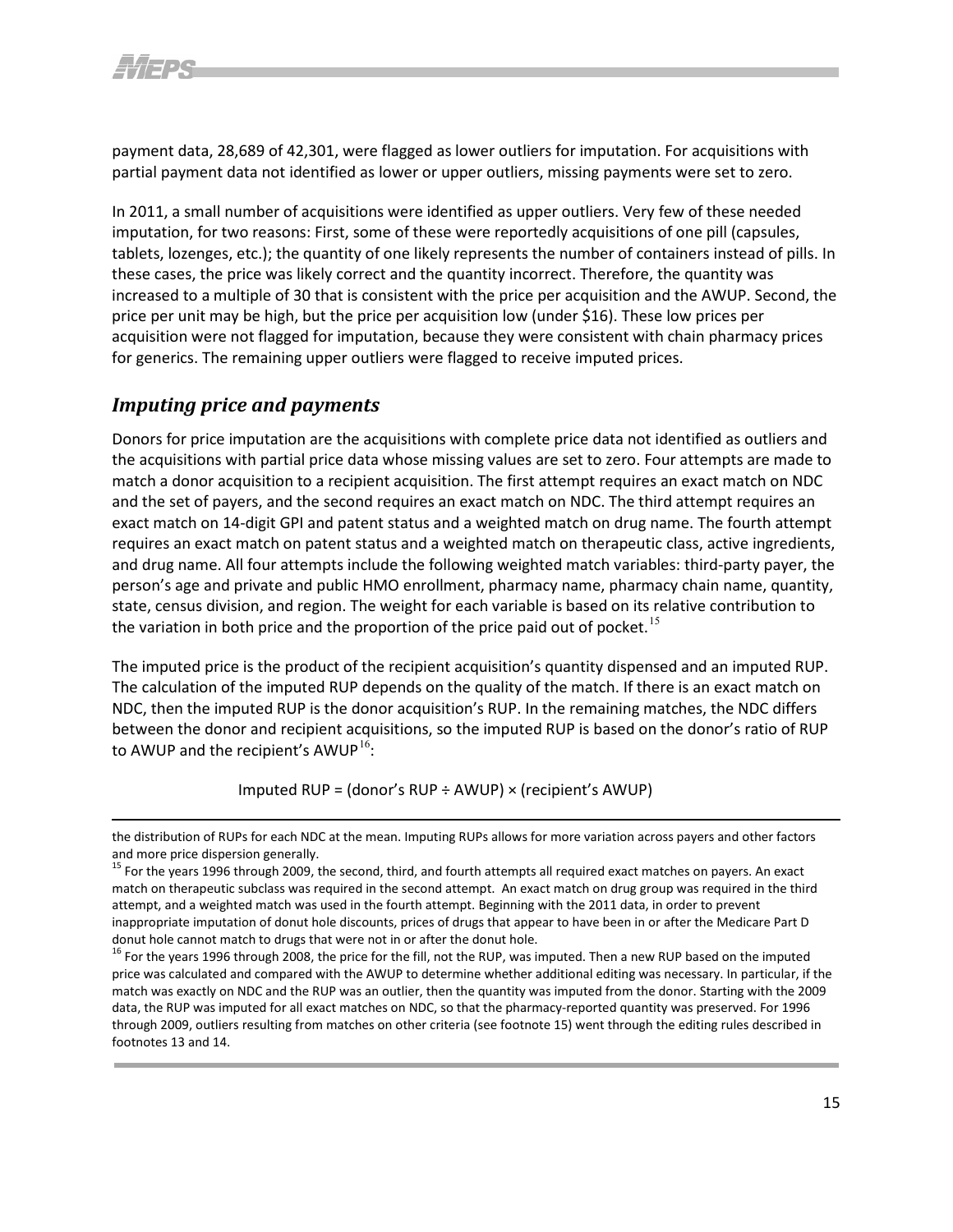payment data, 28,689 of 42,301, were flagged as lower outliers for imputation. For acquisitions with partial payment data not identified as lower or upper outliers, missing payments were set to zero.

In 2011, a small number of acquisitions were identified as upper outliers. Very few of these needed imputation, for two reasons: First, some of these were reportedly acquisitions of one pill (capsules, tablets, lozenges, etc.); the quantity of one likely represents the number of containers instead of pills. In these cases, the price was likely correct and the quantity incorrect. Therefore, the quantity was increased to a multiple of 30 that is consistent with the price per acquisition and the AWUP. Second, the price per unit may be high, but the price per acquisition low (under $16). These low prices per acquisition were not flagged for imputation, because they were consistent with chain pharmacy prices for generics. The remaining upper outliers were flagged to receive imputed prices.

## *Imputing price and payments*

Donors for price imputation are the acquisitions with complete price data not identified as outliers and the acquisitions with partial price data whose missing values are set to zero. Four attempts are made to match a donor acquisition to a recipient acquisition. The first attempt requires an exact match on NDC and the set of payers, and the second requires an exact match on NDC. The third attempt requires an exact match on 14-digit GPI and patent status and a weighted match on drug name. The fourth attempt requires an exact match on patent status and a weighted match on therapeutic class, active ingredients, and drug name. All four attempts include the following weighted match variables: third-party payer, the person's age and private and public HMO enrollment, pharmacy name, pharmacy chain name, quantity, state, census division, and region. The weight for each variable is based on its relative contribution to the variation in both price and the proportion of the price paid out of pocket.[15]

The imputed price is the product of the recipient acquisition's quantity dispensed and an imputed RUP. The calculation of the imputed RUP depends on the quality of the match. If there is an exact match on NDC, then the imputed RUP is the donor acquisition's RUP. In the remaining matches, the NDC differs between the donor and recipient acquisitions, so the imputed RUP is based on the donor's ratio of RUP to AWUP and the recipient's AWUP[16]:

Imputed RUP = (donor's RUP ÷ AWUP) × (recipient's AWUP)

---

the distribution of RUPs for each NDC at the mean. Imputing RUPs allows for more variation across payers and other factors and more price dispersion generally.

[15] For the years 1996 through 2009, the second, third, and fourth attempts all required exact matches on payers. An exact match on therapeutic subclass was required in the second attempt. An exact match on drug group was required in the third attempt, and a weighted match was used in the fourth attempt. Beginning with the 2011 data, in order to prevent inappropriate imputation of donut hole discounts, prices of drugs that appear to have been in or after the Medicare Part D donut hole cannot match to drugs that were not in or after the donut hole.

[16] For the years 1996 through 2008, the price for the fill, not the RUP, was imputed. Then a new RUP based on the imputed price was calculated and compared with the AWUP to determine whether additional editing was necessary. In particular, if the match was exactly on NDC and the RUP was an outlier, then the quantity was imputed from the donor. Starting with the 2009 data, the RUP was imputed for all exact matches on NDC, so that the pharmacy-reported quantity was preserved. For 1996 through 2009, outliers resulting from matches on other criteria (see footnote 15) went through the editing rules described in footnotes 13 and 14.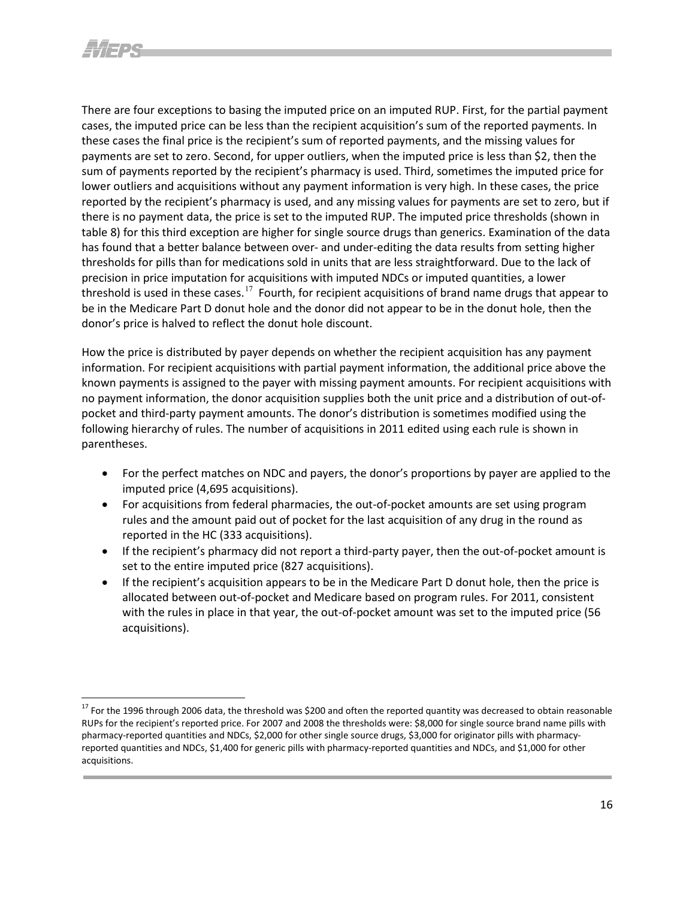There are four exceptions to basing the imputed price on an imputed RUP. First, for the partial payment cases, the imputed price can be less than the recipient acquisition's sum of the reported payments. In these cases the final price is the recipient's sum of reported payments, and the missing values for payments are set to zero. Second, for upper outliers, when the imputed price is less than $2, then the sum of payments reported by the recipient's pharmacy is used. Third, sometimes the imputed price for lower outliers and acquisitions without any payment information is very high. In these cases, the price reported by the recipient's pharmacy is used, and any missing values for payments are set to zero, but if there is no payment data, the price is set to the imputed RUP. The imputed price thresholds (shown in table 8) for this third exception are higher for single source drugs than generics. Examination of the data has found that a better balance between over- and under-editing the data results from setting higher thresholds for pills than for medications sold in units that are less straightforward. Due to the lack of precision in price imputation for acquisitions with imputed NDCs or imputed quantities, a lower threshold is used in these cases.[17] Fourth, for recipient acquisitions of brand name drugs that appear to be in the Medicare Part D donut hole and the donor did not appear to be in the donut hole, then the donor's price is halved to reflect the donut hole discount.

How the price is distributed by payer depends on whether the recipient acquisition has any payment information. For recipient acquisitions with partial payment information, the additional price above the known payments is assigned to the payer with missing payment amounts. For recipient acquisitions with no payment information, the donor acquisition supplies both the unit price and a distribution of out-of-pocket and third-party payment amounts. The donor's distribution is sometimes modified using the following hierarchy of rules. The number of acquisitions in 2011 edited using each rule is shown in parentheses.

- For the perfect matches on NDC and payers, the donor's proportions by payer are applied to the imputed price (4,695 acquisitions).
- For acquisitions from federal pharmacies, the out-of-pocket amounts are set using program rules and the amount paid out of pocket for the last acquisition of any drug in the round as reported in the HC (333 acquisitions).
- If the recipient's pharmacy did not report a third-party payer, then the out-of-pocket amount is set to the entire imputed price (827 acquisitions).
- If the recipient's acquisition appears to be in the Medicare Part D donut hole, then the price is allocated between out-of-pocket and Medicare based on program rules. For 2011, consistent with the rules in place in that year, the out-of-pocket amount was set to the imputed price (56 acquisitions).

[17] For the 1996 through 2006 data, the threshold was $200 and often the reported quantity was decreased to obtain reasonable RUPs for the recipient's reported price. For 2007 and 2008 the thresholds were: $8,000 for single source brand name pills with pharmacy-reported quantities and NDCs, $2,000 for other single source drugs, $3,000 for originator pills with pharmacy-reported quantities and NDCs, $1,400 for generic pills with pharmacy-reported quantities and NDCs, and $1,000 for other acquisitions.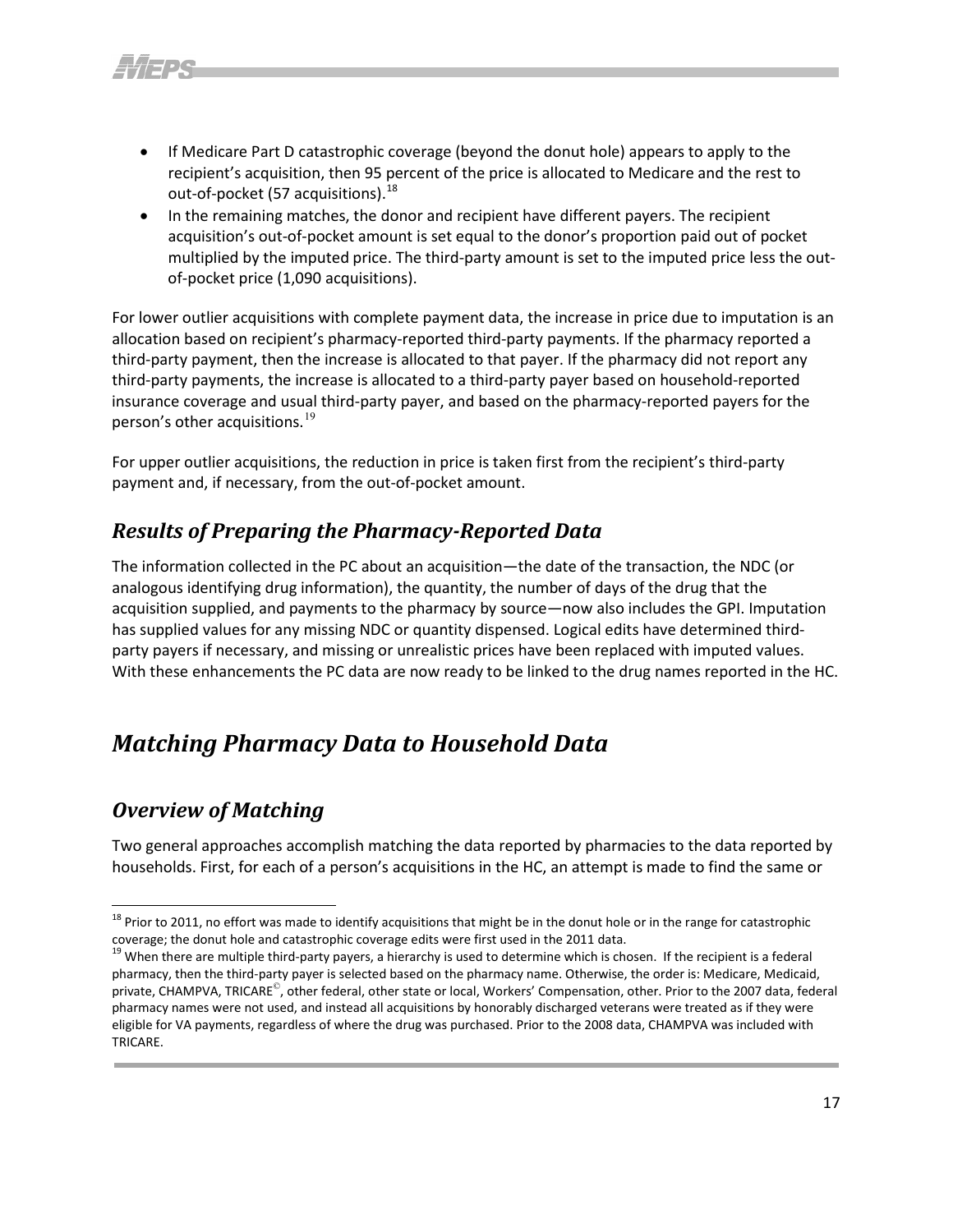- If Medicare Part D catastrophic coverage (beyond the donut hole) appears to apply to the recipient's acquisition, then 95 percent of the price is allocated to Medicare and the rest to out-of-pocket (57 acquisitions).[18]
- In the remaining matches, the donor and recipient have different payers. The recipient acquisition's out-of-pocket amount is set equal to the donor's proportion paid out of pocket multiplied by the imputed price. The third-party amount is set to the imputed price less the out-of-pocket price (1,090 acquisitions).

For lower outlier acquisitions with complete payment data, the increase in price due to imputation is an allocation based on recipient's pharmacy-reported third-party payments. If the pharmacy reported a third-party payment, then the increase is allocated to that payer. If the pharmacy did not report any third-party payments, the increase is allocated to a third-party payer based on household-reported insurance coverage and usual third-party payer, and based on the pharmacy-reported payers for the person's other acquisitions.[19]

For upper outlier acquisitions, the reduction in price is taken first from the recipient's third-party payment and, if necessary, from the out-of-pocket amount.

## *Results of Preparing the Pharmacy-Reported Data*

The information collected in the PC about an acquisition—the date of the transaction, the NDC (or analogous identifying drug information), the quantity, the number of days of the drug that the acquisition supplied, and payments to the pharmacy by source—now also includes the GPI. Imputation has supplied values for any missing NDC or quantity dispensed. Logical edits have determined third-party payers if necessary, and missing or unrealistic prices have been replaced with imputed values. With these enhancements the PC data are now ready to be linked to the drug names reported in the HC.

# *Matching Pharmacy Data to Household Data*

## *Overview of Matching*

Two general approaches accomplish matching the data reported by pharmacies to the data reported by households. First, for each of a person's acquisitions in the HC, an attempt is made to find the same or

---

[18] Prior to 2011, no effort was made to identify acquisitions that might be in the donut hole or in the range for catastrophic coverage; the donut hole and catastrophic coverage edits were first used in the 2011 data.

[19] When there are multiple third-party payers, a hierarchy is used to determine which is chosen. If the recipient is a federal pharmacy, then the third-party payer is selected based on the pharmacy name. Otherwise, the order is: Medicare, Medicaid, private, CHAMPVA, TRICARE©, other federal, other state or local, Workers' Compensation, other. Prior to the 2007 data, federal pharmacy names were not used, and instead all acquisitions by honorably discharged veterans were treated as if they were eligible for VA payments, regardless of where the drug was purchased. Prior to the 2008 data, CHAMPVA was included with TRICARE.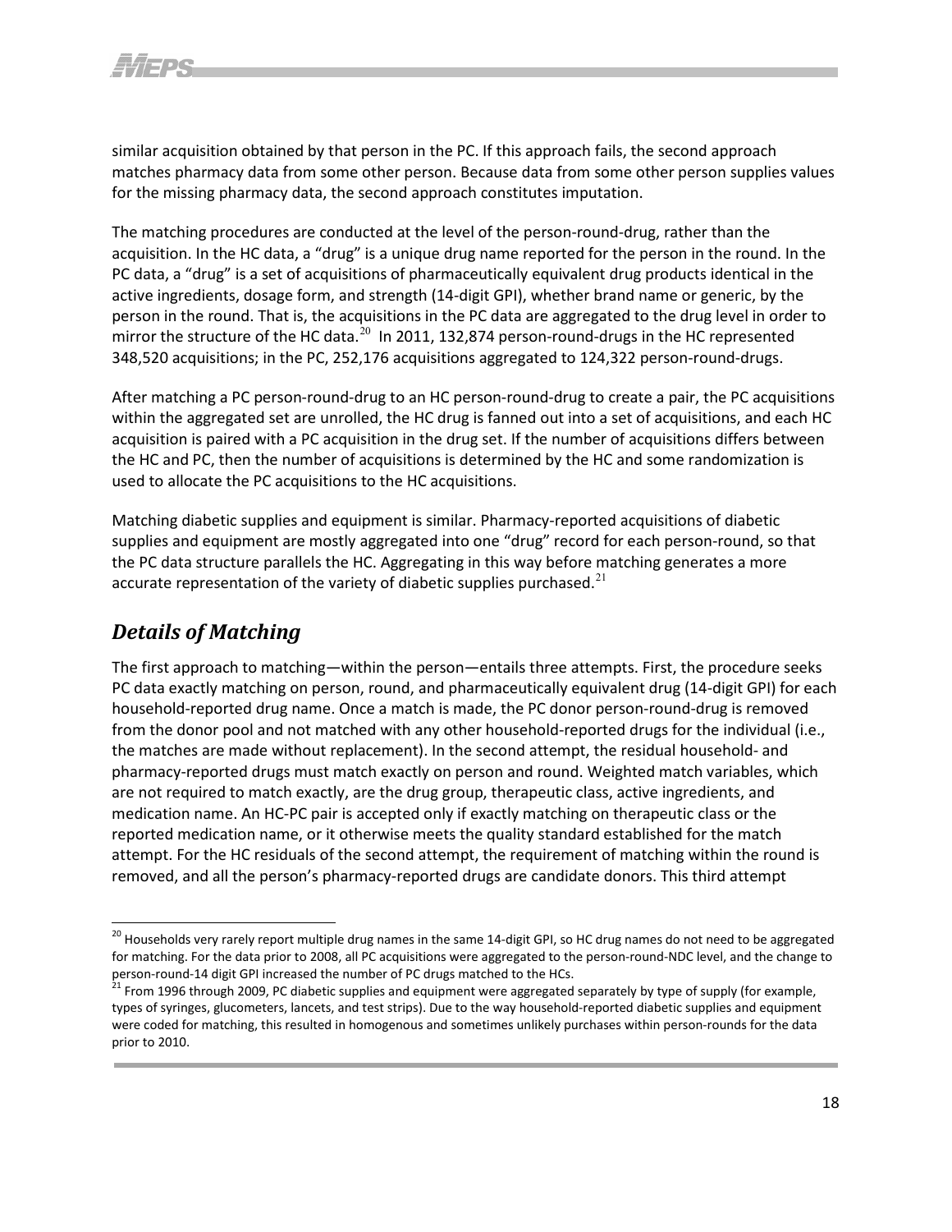similar acquisition obtained by that person in the PC. If this approach fails, the second approach matches pharmacy data from some other person. Because data from some other person supplies values for the missing pharmacy data, the second approach constitutes imputation.

The matching procedures are conducted at the level of the person-round-drug, rather than the acquisition. In the HC data, a "drug" is a unique drug name reported for the person in the round. In the PC data, a "drug" is a set of acquisitions of pharmaceutically equivalent drug products identical in the active ingredients, dosage form, and strength (14-digit GPI), whether brand name or generic, by the person in the round. That is, the acquisitions in the PC data are aggregated to the drug level in order to mirror the structure of the HC data.[20] In 2011, 132,874 person-round-drugs in the HC represented 348,520 acquisitions; in the PC, 252,176 acquisitions aggregated to 124,322 person-round-drugs.

After matching a PC person-round-drug to an HC person-round-drug to create a pair, the PC acquisitions within the aggregated set are unrolled, the HC drug is fanned out into a set of acquisitions, and each HC acquisition is paired with a PC acquisition in the drug set. If the number of acquisitions differs between the HC and PC, then the number of acquisitions is determined by the HC and some randomization is used to allocate the PC acquisitions to the HC acquisitions.

Matching diabetic supplies and equipment is similar. Pharmacy-reported acquisitions of diabetic supplies and equipment are mostly aggregated into one "drug" record for each person-round, so that the PC data structure parallels the HC. Aggregating in this way before matching generates a more accurate representation of the variety of diabetic supplies purchased.[21]

## *Details of Matching*

The first approach to matching—within the person—entails three attempts. First, the procedure seeks PC data exactly matching on person, round, and pharmaceutically equivalent drug (14-digit GPI) for each household-reported drug name. Once a match is made, the PC donor person-round-drug is removed from the donor pool and not matched with any other household-reported drugs for the individual (i.e., the matches are made without replacement). In the second attempt, the residual household- and pharmacy-reported drugs must match exactly on person and round. Weighted match variables, which are not required to match exactly, are the drug group, therapeutic class, active ingredients, and medication name. An HC-PC pair is accepted only if exactly matching on therapeutic class or the reported medication name, or it otherwise meets the quality standard established for the match attempt. For the HC residuals of the second attempt, the requirement of matching within the round is removed, and all the person's pharmacy-reported drugs are candidate donors. This third attempt

---

[20] Households very rarely report multiple drug names in the same 14-digit GPI, so HC drug names do not need to be aggregated for matching. For the data prior to 2008, all PC acquisitions were aggregated to the person-round-NDC level, and the change to person-round-14 digit GPI increased the number of PC drugs matched to the HCs.

[21] From 1996 through 2009, PC diabetic supplies and equipment were aggregated separately by type of supply (for example, types of syringes, glucometers, lancets, and test strips). Due to the way household-reported diabetic supplies and equipment were coded for matching, this resulted in homogenous and sometimes unlikely purchases within person-rounds for the data prior to 2010.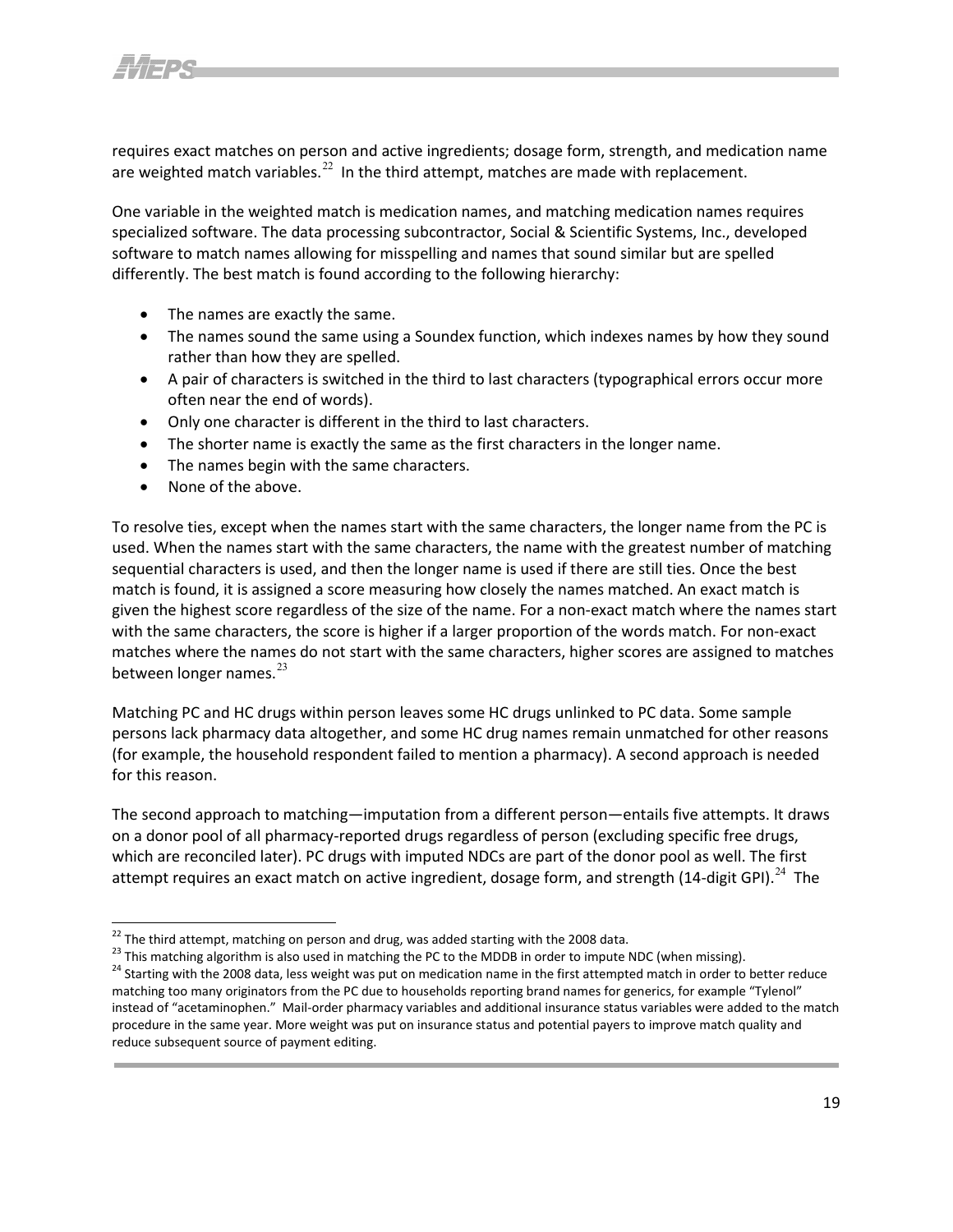requires exact matches on person and active ingredients; dosage form, strength, and medication name are weighted match variables.[22] In the third attempt, matches are made with replacement.

One variable in the weighted match is medication names, and matching medication names requires specialized software. The data processing subcontractor, Social & Scientific Systems, Inc., developed software to match names allowing for misspelling and names that sound similar but are spelled differently. The best match is found according to the following hierarchy:

- The names are exactly the same.
- The names sound the same using a Soundex function, which indexes names by how they sound rather than how they are spelled.
- A pair of characters is switched in the third to last characters (typographical errors occur more often near the end of words).
- Only one character is different in the third to last characters.
- The shorter name is exactly the same as the first characters in the longer name.
- The names begin with the same characters.
- None of the above.

To resolve ties, except when the names start with the same characters, the longer name from the PC is used. When the names start with the same characters, the name with the greatest number of matching sequential characters is used, and then the longer name is used if there are still ties. Once the best match is found, it is assigned a score measuring how closely the names matched. An exact match is given the highest score regardless of the size of the name. For a non-exact match where the names start with the same characters, the score is higher if a larger proportion of the words match. For non-exact matches where the names do not start with the same characters, higher scores are assigned to matches between longer names.[23]

Matching PC and HC drugs within person leaves some HC drugs unlinked to PC data. Some sample persons lack pharmacy data altogether, and some HC drug names remain unmatched for other reasons (for example, the household respondent failed to mention a pharmacy). A second approach is needed for this reason.

The second approach to matching—imputation from a different person—entails five attempts. It draws on a donor pool of all pharmacy-reported drugs regardless of person (excluding specific free drugs, which are reconciled later). PC drugs with imputed NDCs are part of the donor pool as well. The first attempt requires an exact match on active ingredient, dosage form, and strength (14-digit GPI).[24] The

---

[22] The third attempt, matching on person and drug, was added starting with the 2008 data.

[23] This matching algorithm is also used in matching the PC to the MDDB in order to impute NDC (when missing).

[24] Starting with the 2008 data, less weight was put on medication name in the first attempted match in order to better reduce matching too many originators from the PC due to households reporting brand names for generics, for example "Tylenol" instead of "acetaminophen." Mail-order pharmacy variables and additional insurance status variables were added to the match procedure in the same year. More weight was put on insurance status and potential payers to improve match quality and reduce subsequent source of payment editing.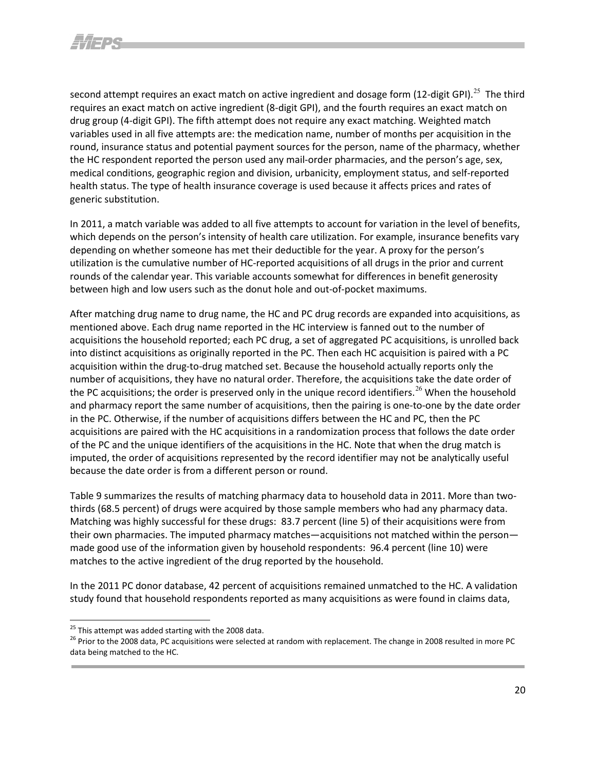second attempt requires an exact match on active ingredient and dosage form (12-digit GPI).[25] The third requires an exact match on active ingredient (8-digit GPI), and the fourth requires an exact match on drug group (4-digit GPI). The fifth attempt does not require any exact matching. Weighted match variables used in all five attempts are: the medication name, number of months per acquisition in the round, insurance status and potential payment sources for the person, name of the pharmacy, whether the HC respondent reported the person used any mail-order pharmacies, and the person's age, sex, medical conditions, geographic region and division, urbanicity, employment status, and self-reported health status. The type of health insurance coverage is used because it affects prices and rates of generic substitution.

In 2011, a match variable was added to all five attempts to account for variation in the level of benefits, which depends on the person's intensity of health care utilization. For example, insurance benefits vary depending on whether someone has met their deductible for the year. A proxy for the person's utilization is the cumulative number of HC-reported acquisitions of all drugs in the prior and current rounds of the calendar year. This variable accounts somewhat for differences in benefit generosity between high and low users such as the donut hole and out-of-pocket maximums.

After matching drug name to drug name, the HC and PC drug records are expanded into acquisitions, as mentioned above. Each drug name reported in the HC interview is fanned out to the number of acquisitions the household reported; each PC drug, a set of aggregated PC acquisitions, is unrolled back into distinct acquisitions as originally reported in the PC. Then each HC acquisition is paired with a PC acquisition within the drug-to-drug matched set. Because the household actually reports only the number of acquisitions, they have no natural order. Therefore, the acquisitions take the date order of the PC acquisitions; the order is preserved only in the unique record identifiers.[26] When the household and pharmacy report the same number of acquisitions, then the pairing is one-to-one by the date order in the PC. Otherwise, if the number of acquisitions differs between the HC and PC, then the PC acquisitions are paired with the HC acquisitions in a randomization process that follows the date order of the PC and the unique identifiers of the acquisitions in the HC. Note that when the drug match is imputed, the order of acquisitions represented by the record identifier may not be analytically useful because the date order is from a different person or round.

Table 9 summarizes the results of matching pharmacy data to household data in 2011. More than two-thirds (68.5 percent) of drugs were acquired by those sample members who had any pharmacy data. Matching was highly successful for these drugs: 83.7 percent (line 5) of their acquisitions were from their own pharmacies. The imputed pharmacy matches—acquisitions not matched within the person—made good use of the information given by household respondents: 96.4 percent (line 10) were matches to the active ingredient of the drug reported by the household.

In the 2011 PC donor database, 42 percent of acquisitions remained unmatched to the HC. A validation study found that household respondents reported as many acquisitions as were found in claims data,

---

[25] This attempt was added starting with the 2008 data.

[26] Prior to the 2008 data, PC acquisitions were selected at random with replacement. The change in 2008 resulted in more PC data being matched to the HC.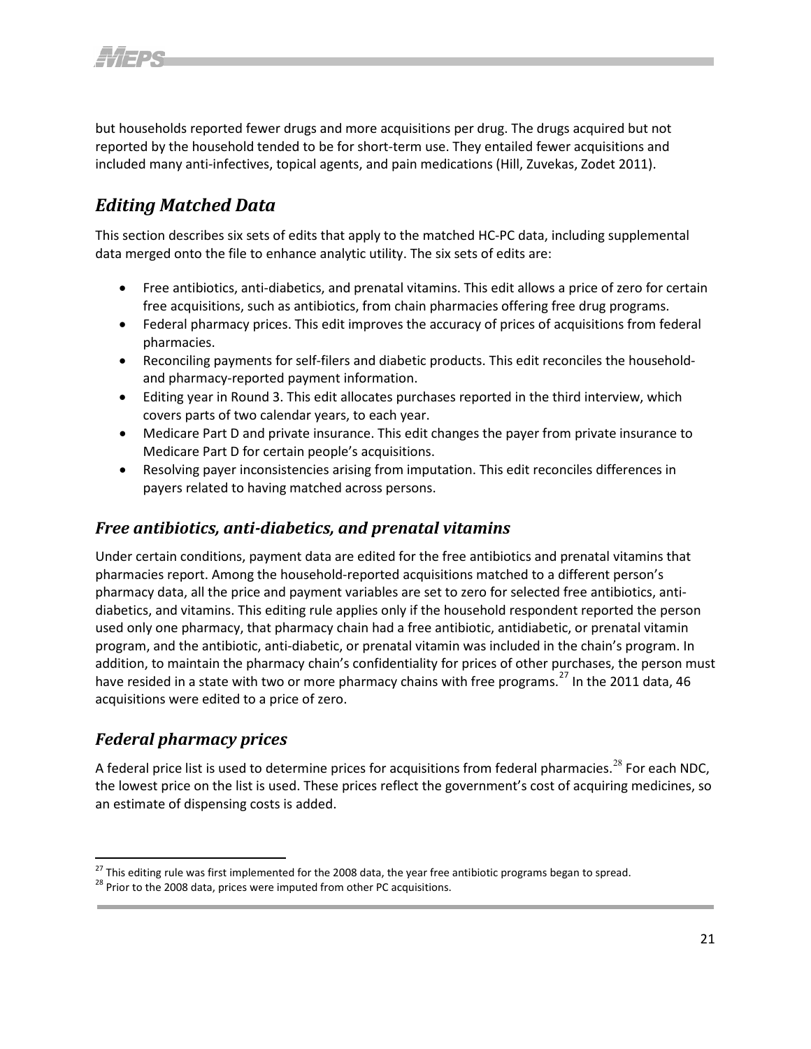but households reported fewer drugs and more acquisitions per drug. The drugs acquired but not reported by the household tended to be for short-term use. They entailed fewer acquisitions and included many anti-infectives, topical agents, and pain medications (Hill, Zuvekas, Zodet 2011).

## *Editing Matched Data*

This section describes six sets of edits that apply to the matched HC-PC data, including supplemental data merged onto the file to enhance analytic utility. The six sets of edits are:

- Free antibiotics, anti-diabetics, and prenatal vitamins. This edit allows a price of zero for certain free acquisitions, such as antibiotics, from chain pharmacies offering free drug programs.
- Federal pharmacy prices. This edit improves the accuracy of prices of acquisitions from federal pharmacies.
- Reconciling payments for self-filers and diabetic products. This edit reconciles the household- and pharmacy-reported payment information.
- Editing year in Round 3. This edit allocates purchases reported in the third interview, which covers parts of two calendar years, to each year.
- Medicare Part D and private insurance. This edit changes the payer from private insurance to Medicare Part D for certain people's acquisitions.
- Resolving payer inconsistencies arising from imputation. This edit reconciles differences in payers related to having matched across persons.

### *Free antibiotics, anti-diabetics, and prenatal vitamins*

Under certain conditions, payment data are edited for the free antibiotics and prenatal vitamins that pharmacies report. Among the household-reported acquisitions matched to a different person's pharmacy data, all the price and payment variables are set to zero for selected free antibiotics, anti-diabetics, and vitamins. This editing rule applies only if the household respondent reported the person used only one pharmacy, that pharmacy chain had a free antibiotic, antidiabetic, or prenatal vitamin program, and the antibiotic, anti-diabetic, or prenatal vitamin was included in the chain's program. In addition, to maintain the pharmacy chain's confidentiality for prices of other purchases, the person must have resided in a state with two or more pharmacy chains with free programs.[27] In the 2011 data, 46 acquisitions were edited to a price of zero.

### *Federal pharmacy prices*

A federal price list is used to determine prices for acquisitions from federal pharmacies.[28] For each NDC, the lowest price on the list is used. These prices reflect the government's cost of acquiring medicines, so an estimate of dispensing costs is added.

---

[27] This editing rule was first implemented for the 2008 data, the year free antibiotic programs began to spread.

[28] Prior to the 2008 data, prices were imputed from other PC acquisitions.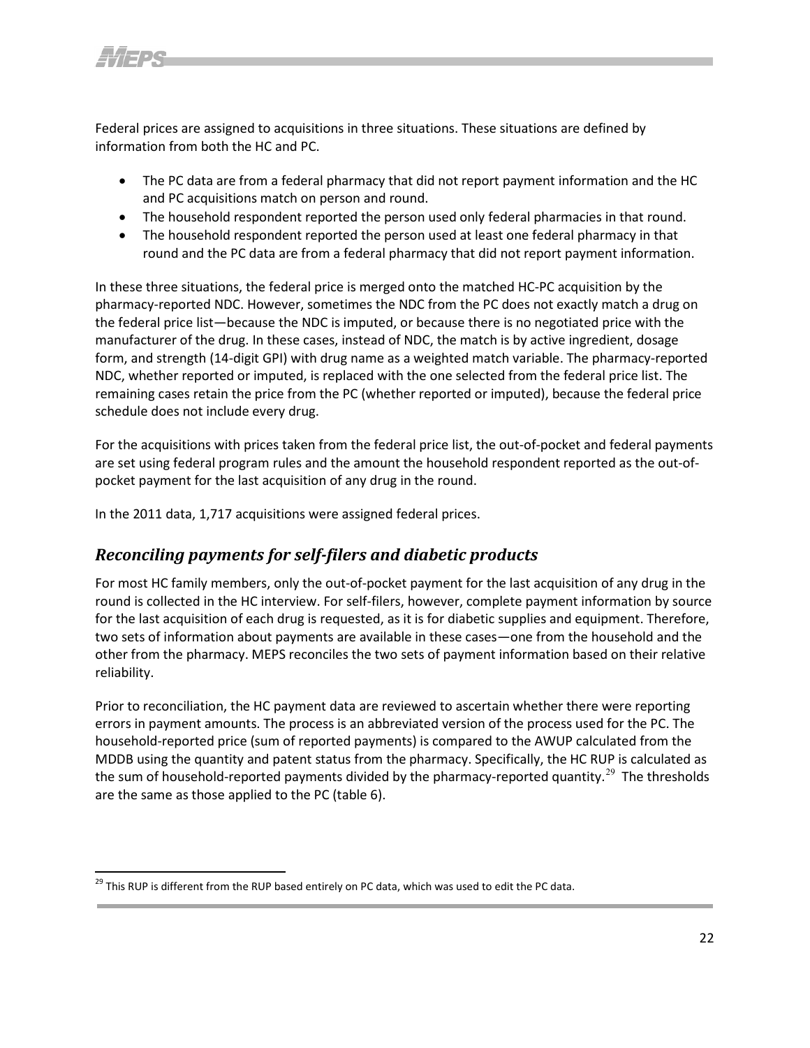Federal prices are assigned to acquisitions in three situations. These situations are defined by information from both the HC and PC.

- The PC data are from a federal pharmacy that did not report payment information and the HC and PC acquisitions match on person and round.
- The household respondent reported the person used only federal pharmacies in that round.
- The household respondent reported the person used at least one federal pharmacy in that round and the PC data are from a federal pharmacy that did not report payment information.

In these three situations, the federal price is merged onto the matched HC-PC acquisition by the pharmacy-reported NDC. However, sometimes the NDC from the PC does not exactly match a drug on the federal price list—because the NDC is imputed, or because there is no negotiated price with the manufacturer of the drug. In these cases, instead of NDC, the match is by active ingredient, dosage form, and strength (14-digit GPI) with drug name as a weighted match variable. The pharmacy-reported NDC, whether reported or imputed, is replaced with the one selected from the federal price list. The remaining cases retain the price from the PC (whether reported or imputed), because the federal price schedule does not include every drug.

For the acquisitions with prices taken from the federal price list, the out-of-pocket and federal payments are set using federal program rules and the amount the household respondent reported as the out-of-pocket payment for the last acquisition of any drug in the round.

In the 2011 data, 1,717 acquisitions were assigned federal prices.

## *Reconciling payments for self-filers and diabetic products*

For most HC family members, only the out-of-pocket payment for the last acquisition of any drug in the round is collected in the HC interview. For self-filers, however, complete payment information by source for the last acquisition of each drug is requested, as it is for diabetic supplies and equipment. Therefore, two sets of information about payments are available in these cases—one from the household and the other from the pharmacy. MEPS reconciles the two sets of payment information based on their relative reliability.

Prior to reconciliation, the HC payment data are reviewed to ascertain whether there were reporting errors in payment amounts. The process is an abbreviated version of the process used for the PC. The household-reported price (sum of reported payments) is compared to the AWUP calculated from the MDDB using the quantity and patent status from the pharmacy. Specifically, the HC RUP is calculated as the sum of household-reported payments divided by the pharmacy-reported quantity.[29] The thresholds are the same as those applied to the PC (table 6).

[29] This RUP is different from the RUP based entirely on PC data, which was used to edit the PC data.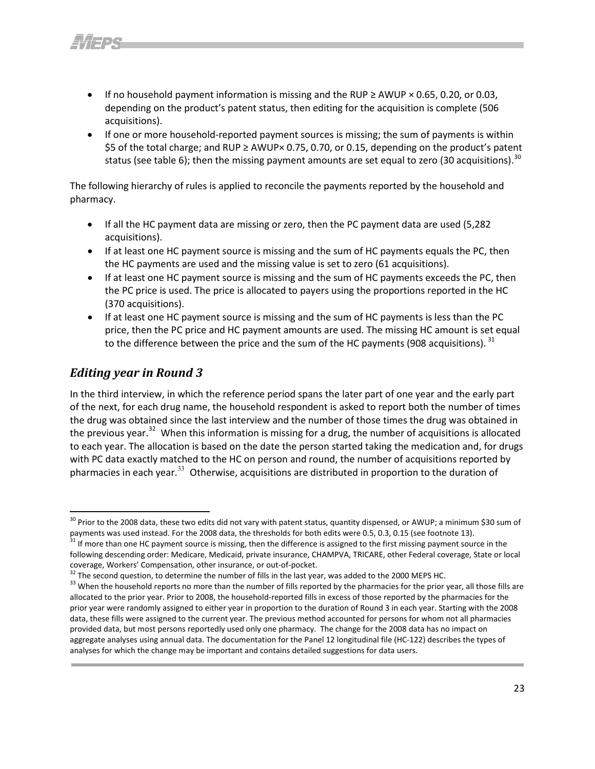- If no household payment information is missing and the RUP ≥ AWUP × 0.65, 0.20, or 0.03, depending on the product's patent status, then editing for the acquisition is complete (506 acquisitions).
- If one or more household-reported payment sources is missing; the sum of payments is within $5 of the total charge; and RUP ≥ AWUP× 0.75, 0.70, or 0.15, depending on the product's patent status (see table 6); then the missing payment amounts are set equal to zero (30 acquisitions).[30]

The following hierarchy of rules is applied to reconcile the payments reported by the household and pharmacy.

- If all the HC payment data are missing or zero, then the PC payment data are used (5,282 acquisitions).
- If at least one HC payment source is missing and the sum of HC payments equals the PC, then the HC payments are used and the missing value is set to zero (61 acquisitions).
- If at least one HC payment source is missing and the sum of HC payments exceeds the PC, then the PC price is used. The price is allocated to payers using the proportions reported in the HC (370 acquisitions).
- If at least one HC payment source is missing and the sum of HC payments is less than the PC price, then the PC price and HC payment amounts are used. The missing HC amount is set equal to the difference between the price and the sum of the HC payments (908 acquisitions).[31]

## *Editing year in Round 3*

In the third interview, in which the reference period spans the later part of one year and the early part of the next, for each drug name, the household respondent is asked to report both the number of times the drug was obtained since the last interview and the number of those times the drug was obtained in the previous year.[32] When this information is missing for a drug, the number of acquisitions is allocated to each year. The allocation is based on the date the person started taking the medication and, for drugs with PC data exactly matched to the HC on person and round, the number of acquisitions reported by pharmacies in each year.[33] Otherwise, acquisitions are distributed in proportion to the duration of

---

[30] Prior to the 2008 data, these two edits did not vary with patent status, quantity dispensed, or AWUP; a minimum $30 sum of payments was used instead. For the 2008 data, the thresholds for both edits were 0.5, 0.3, 0.15 (see footnote 13).

[31] If more than one HC payment source is missing, then the difference is assigned to the first missing payment source in the following descending order: Medicare, Medicaid, private insurance, CHAMPVA, TRICARE, other Federal coverage, State or local coverage, Workers' Compensation, other insurance, or out-of-pocket.

[32] The second question, to determine the number of fills in the last year, was added to the 2000 MEPS HC.

[33] When the household reports no more than the number of fills reported by the pharmacies for the prior year, all those fills are allocated to the prior year. Prior to 2008, the household-reported fills in excess of those reported by the pharmacies for the prior year were randomly assigned to either year in proportion to the duration of Round 3 in each year. Starting with the 2008 data, these fills were assigned to the current year. The previous method accounted for persons for whom not all pharmacies provided data, but most persons reportedly used only one pharmacy. The change for the 2008 data has no impact on aggregate analyses using annual data. The documentation for the Panel 12 longitudinal file (HC-122) describes the types of analyses for which the change may be important and contains detailed suggestions for data users.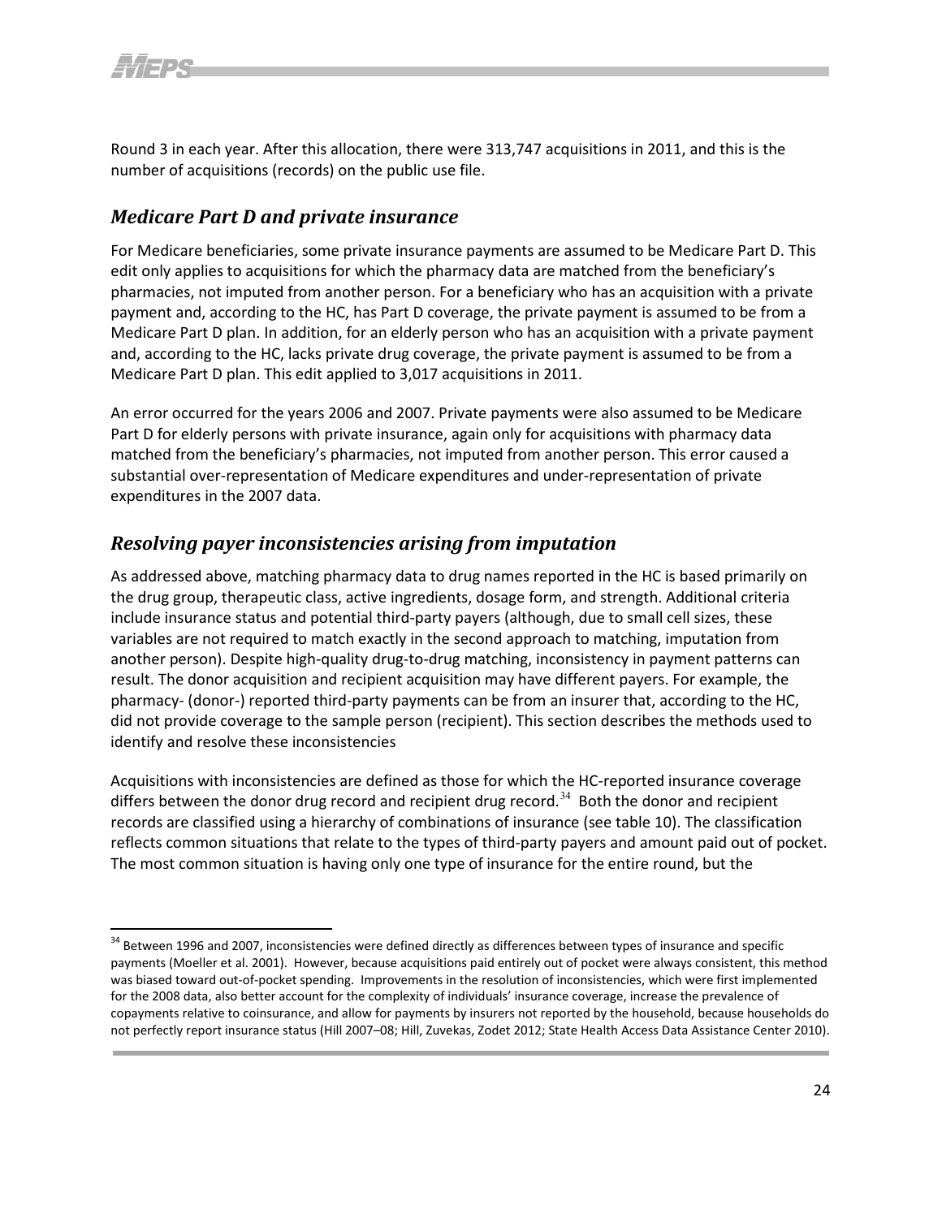Round 3 in each year. After this allocation, there were 313,747 acquisitions in 2011, and this is the number of acquisitions (records) on the public use file.

## *Medicare Part D and private insurance*

For Medicare beneficiaries, some private insurance payments are assumed to be Medicare Part D. This edit only applies to acquisitions for which the pharmacy data are matched from the beneficiary's pharmacies, not imputed from another person. For a beneficiary who has an acquisition with a private payment and, according to the HC, has Part D coverage, the private payment is assumed to be from a Medicare Part D plan. In addition, for an elderly person who has an acquisition with a private payment and, according to the HC, lacks private drug coverage, the private payment is assumed to be from a Medicare Part D plan. This edit applied to 3,017 acquisitions in 2011.

An error occurred for the years 2006 and 2007. Private payments were also assumed to be Medicare Part D for elderly persons with private insurance, again only for acquisitions with pharmacy data matched from the beneficiary's pharmacies, not imputed from another person. This error caused a substantial over-representation of Medicare expenditures and under-representation of private expenditures in the 2007 data.

## *Resolving payer inconsistencies arising from imputation*

As addressed above, matching pharmacy data to drug names reported in the HC is based primarily on the drug group, therapeutic class, active ingredients, dosage form, and strength. Additional criteria include insurance status and potential third-party payers (although, due to small cell sizes, these variables are not required to match exactly in the second approach to matching, imputation from another person). Despite high-quality drug-to-drug matching, inconsistency in payment patterns can result. The donor acquisition and recipient acquisition may have different payers. For example, the pharmacy- (donor-) reported third-party payments can be from an insurer that, according to the HC, did not provide coverage to the sample person (recipient). This section describes the methods used to identify and resolve these inconsistencies

Acquisitions with inconsistencies are defined as those for which the HC-reported insurance coverage differs between the donor drug record and recipient drug record.[34] Both the donor and recipient records are classified using a hierarchy of combinations of insurance (see table 10). The classification reflects common situations that relate to the types of third-party payers and amount paid out of pocket. The most common situation is having only one type of insurance for the entire round, but the

---

[34] Between 1996 and 2007, inconsistencies were defined directly as differences between types of insurance and specific payments (Moeller et al. 2001). However, because acquisitions paid entirely out of pocket were always consistent, this method was biased toward out-of-pocket spending. Improvements in the resolution of inconsistencies, which were first implemented for the 2008 data, also better account for the complexity of individuals' insurance coverage, increase the prevalence of copayments relative to coinsurance, and allow for payments by insurers not reported by the household, because households do not perfectly report insurance status (Hill 2007–08; Hill, Zuvekas, Zodet 2012; State Health Access Data Assistance Center 2010).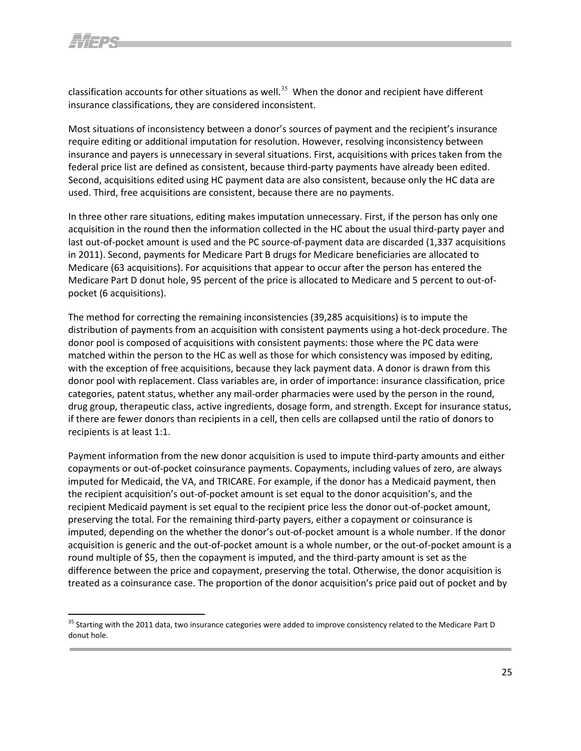classification accounts for other situations as well.[35] When the donor and recipient have different insurance classifications, they are considered inconsistent.

Most situations of inconsistency between a donor's sources of payment and the recipient's insurance require editing or additional imputation for resolution. However, resolving inconsistency between insurance and payers is unnecessary in several situations. First, acquisitions with prices taken from the federal price list are defined as consistent, because third-party payments have already been edited. Second, acquisitions edited using HC payment data are also consistent, because only the HC data are used. Third, free acquisitions are consistent, because there are no payments.

In three other rare situations, editing makes imputation unnecessary. First, if the person has only one acquisition in the round then the information collected in the HC about the usual third-party payer and last out-of-pocket amount is used and the PC source-of-payment data are discarded (1,337 acquisitions in 2011). Second, payments for Medicare Part B drugs for Medicare beneficiaries are allocated to Medicare (63 acquisitions). For acquisitions that appear to occur after the person has entered the Medicare Part D donut hole, 95 percent of the price is allocated to Medicare and 5 percent to out-of-pocket (6 acquisitions).

The method for correcting the remaining inconsistencies (39,285 acquisitions) is to impute the distribution of payments from an acquisition with consistent payments using a hot-deck procedure. The donor pool is composed of acquisitions with consistent payments: those where the PC data were matched within the person to the HC as well as those for which consistency was imposed by editing, with the exception of free acquisitions, because they lack payment data. A donor is drawn from this donor pool with replacement. Class variables are, in order of importance: insurance classification, price categories, patent status, whether any mail-order pharmacies were used by the person in the round, drug group, therapeutic class, active ingredients, dosage form, and strength. Except for insurance status, if there are fewer donors than recipients in a cell, then cells are collapsed until the ratio of donors to recipients is at least 1:1.

Payment information from the new donor acquisition is used to impute third-party amounts and either copayments or out-of-pocket coinsurance payments. Copayments, including values of zero, are always imputed for Medicaid, the VA, and TRICARE. For example, if the donor has a Medicaid payment, then the recipient acquisition's out-of-pocket amount is set equal to the donor acquisition's, and the recipient Medicaid payment is set equal to the recipient price less the donor out-of-pocket amount, preserving the total. For the remaining third-party payers, either a copayment or coinsurance is imputed, depending on the whether the donor's out-of-pocket amount is a whole number. If the donor acquisition is generic and the out-of-pocket amount is a whole number, or the out-of-pocket amount is a round multiple of $5, then the copayment is imputed, and the third-party amount is set as the difference between the price and copayment, preserving the total. Otherwise, the donor acquisition is treated as a coinsurance case. The proportion of the donor acquisition's price paid out of pocket and by

[35] Starting with the 2011 data, two insurance categories were added to improve consistency related to the Medicare Part D donut hole.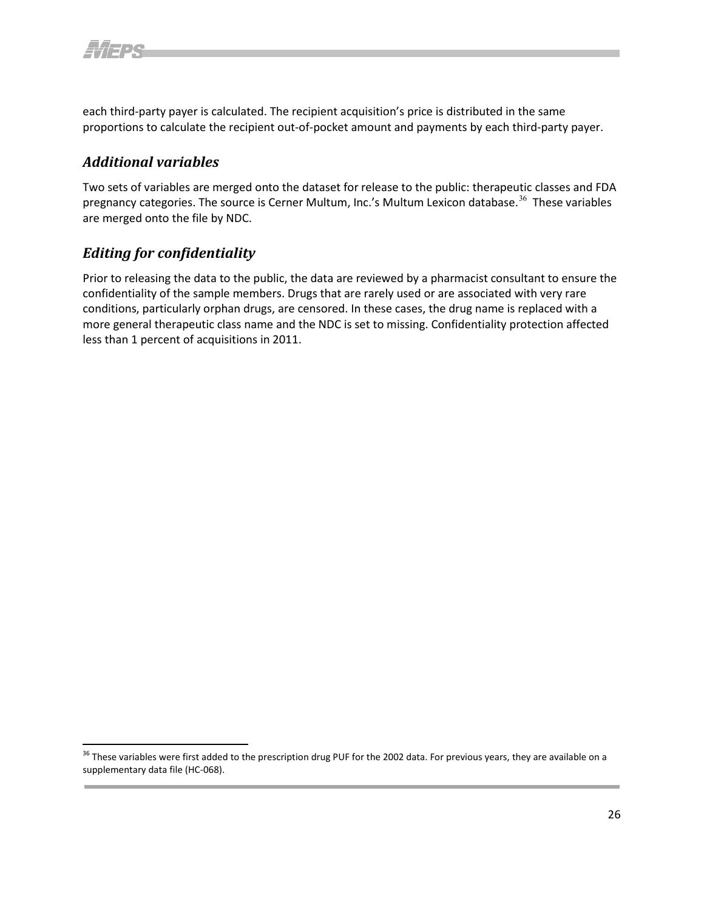each third-party payer is calculated. The recipient acquisition's price is distributed in the same proportions to calculate the recipient out-of-pocket amount and payments by each third-party payer.

## *Additional variables*

Two sets of variables are merged onto the dataset for release to the public: therapeutic classes and FDA pregnancy categories. The source is Cerner Multum, Inc.'s Multum Lexicon database.[36] These variables are merged onto the file by NDC.

## *Editing for confidentiality*

Prior to releasing the data to the public, the data are reviewed by a pharmacist consultant to ensure the confidentiality of the sample members. Drugs that are rarely used or are associated with very rare conditions, particularly orphan drugs, are censored. In these cases, the drug name is replaced with a more general therapeutic class name and the NDC is set to missing. Confidentiality protection affected less than 1 percent of acquisitions in 2011.

---

[36] These variables were first added to the prescription drug PUF for the 2002 data. For previous years, they are available on a supplementary data file (HC-068).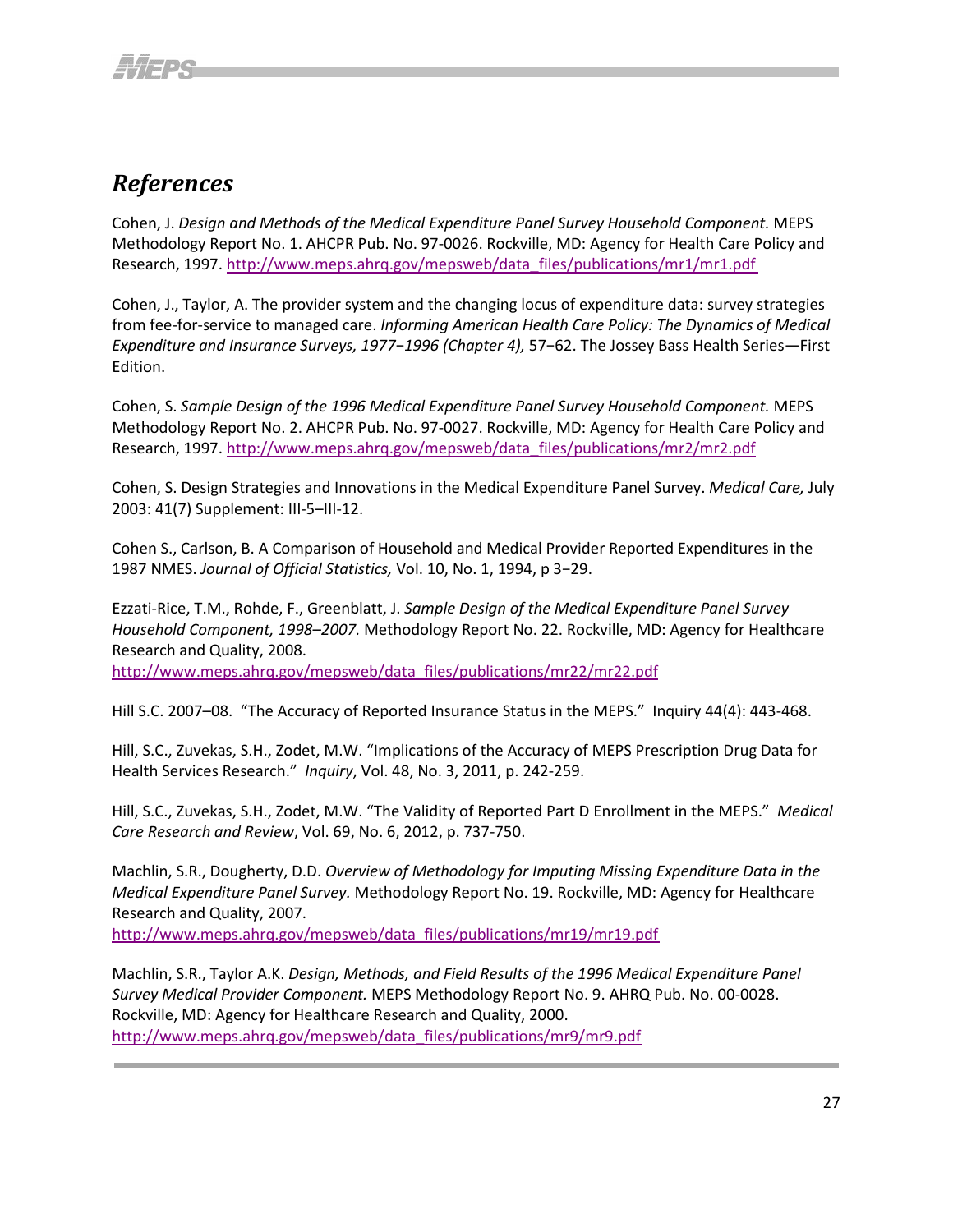# *References*

Cohen, J. *Design and Methods of the Medical Expenditure Panel Survey Household Component.* MEPS Methodology Report No. 1. AHCPR Pub. No. 97-0026. Rockville, MD: Agency for Health Care Policy and Research, 1997. http://www.meps.ahrq.gov/mepsweb/data_files/publications/mr1/mr1.pdf

Cohen, J., Taylor, A. The provider system and the changing locus of expenditure data: survey strategies from fee-for-service to managed care. *Informing American Health Care Policy: The Dynamics of Medical Expenditure and Insurance Surveys, 1977−1996 (Chapter 4),* 57−62. The Jossey Bass Health Series—First Edition.

Cohen, S. *Sample Design of the 1996 Medical Expenditure Panel Survey Household Component.* MEPS Methodology Report No. 2. AHCPR Pub. No. 97-0027. Rockville, MD: Agency for Health Care Policy and Research, 1997. http://www.meps.ahrq.gov/mepsweb/data_files/publications/mr2/mr2.pdf

Cohen, S. Design Strategies and Innovations in the Medical Expenditure Panel Survey. *Medical Care,* July 2003: 41(7) Supplement: III-5–III-12.

Cohen S., Carlson, B. A Comparison of Household and Medical Provider Reported Expenditures in the 1987 NMES. *Journal of Official Statistics,* Vol. 10, No. 1, 1994, p 3−29.

Ezzati-Rice, T.M., Rohde, F., Greenblatt, J. *Sample Design of the Medical Expenditure Panel Survey Household Component, 1998–2007.* Methodology Report No. 22. Rockville, MD: Agency for Healthcare Research and Quality, 2008. http://www.meps.ahrq.gov/mepsweb/data_files/publications/mr22/mr22.pdf

Hill S.C. 2007–08. "The Accuracy of Reported Insurance Status in the MEPS." Inquiry 44(4): 443-468.

Hill, S.C., Zuvekas, S.H., Zodet, M.W. "Implications of the Accuracy of MEPS Prescription Drug Data for Health Services Research." *Inquiry*, Vol. 48, No. 3, 2011, p. 242-259.

Hill, S.C., Zuvekas, S.H., Zodet, M.W. "The Validity of Reported Part D Enrollment in the MEPS." *Medical Care Research and Review*, Vol. 69, No. 6, 2012, p. 737-750.

Machlin, S.R., Dougherty, D.D. *Overview of Methodology for Imputing Missing Expenditure Data in the Medical Expenditure Panel Survey.* Methodology Report No. 19. Rockville, MD: Agency for Healthcare Research and Quality, 2007. http://www.meps.ahrq.gov/mepsweb/data_files/publications/mr19/mr19.pdf

Machlin, S.R., Taylor A.K. *Design, Methods, and Field Results of the 1996 Medical Expenditure Panel Survey Medical Provider Component.* MEPS Methodology Report No. 9. AHRQ Pub. No. 00-0028. Rockville, MD: Agency for Healthcare Research and Quality, 2000. http://www.meps.ahrq.gov/mepsweb/data_files/publications/mr9/mr9.pdf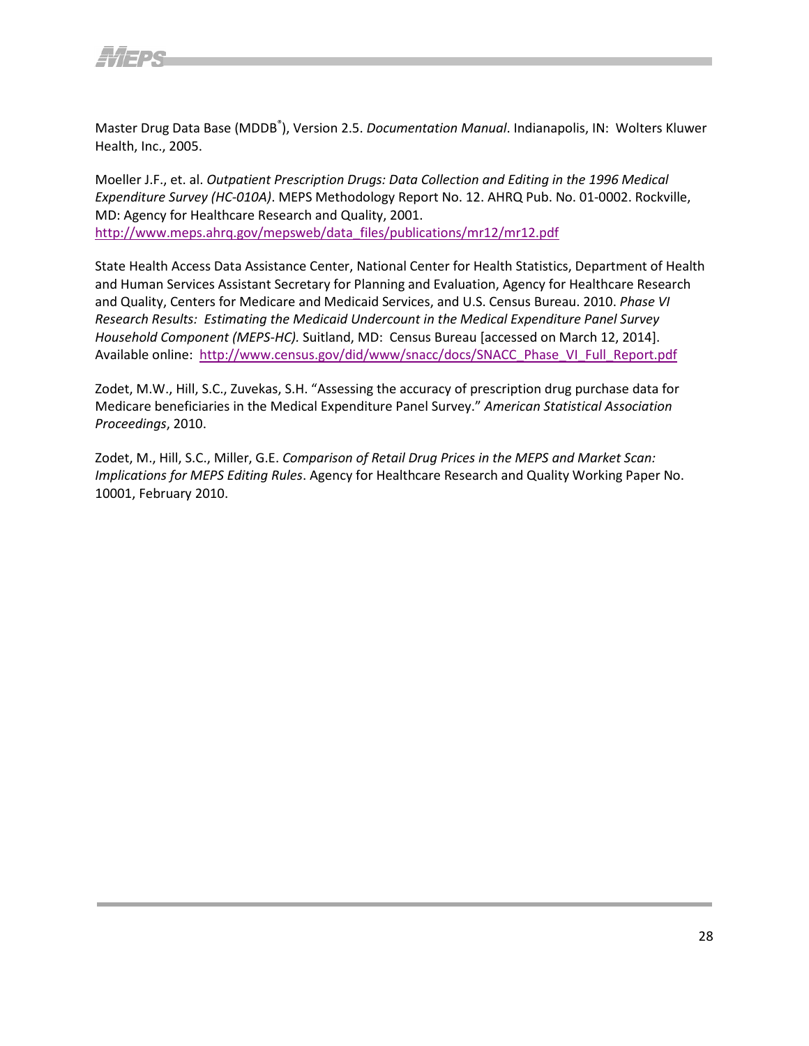Master Drug Data Base (MDDB®), Version 2.5. *Documentation Manual*. Indianapolis, IN: Wolters Kluwer Health, Inc., 2005.

Moeller J.F., et. al. *Outpatient Prescription Drugs: Data Collection and Editing in the 1996 Medical Expenditure Survey (HC-010A)*. MEPS Methodology Report No. 12. AHRQ Pub. No. 01-0002. Rockville, MD: Agency for Healthcare Research and Quality, 2001. http://www.meps.ahrq.gov/mepsweb/data_files/publications/mr12/mr12.pdf

State Health Access Data Assistance Center, National Center for Health Statistics, Department of Health and Human Services Assistant Secretary for Planning and Evaluation, Agency for Healthcare Research and Quality, Centers for Medicare and Medicaid Services, and U.S. Census Bureau. 2010. *Phase VI Research Results: Estimating the Medicaid Undercount in the Medical Expenditure Panel Survey Household Component (MEPS-HC).* Suitland, MD: Census Bureau [accessed on March 12, 2014]. Available online: http://www.census.gov/did/www/snacc/docs/SNACC_Phase_VI_Full_Report.pdf

Zodet, M.W., Hill, S.C., Zuvekas, S.H. "Assessing the accuracy of prescription drug purchase data for Medicare beneficiaries in the Medical Expenditure Panel Survey." *American Statistical Association Proceedings*, 2010.

Zodet, M., Hill, S.C., Miller, G.E. *Comparison of Retail Drug Prices in the MEPS and Market Scan: Implications for MEPS Editing Rules*. Agency for Healthcare Research and Quality Working Paper No. 10001, February 2010.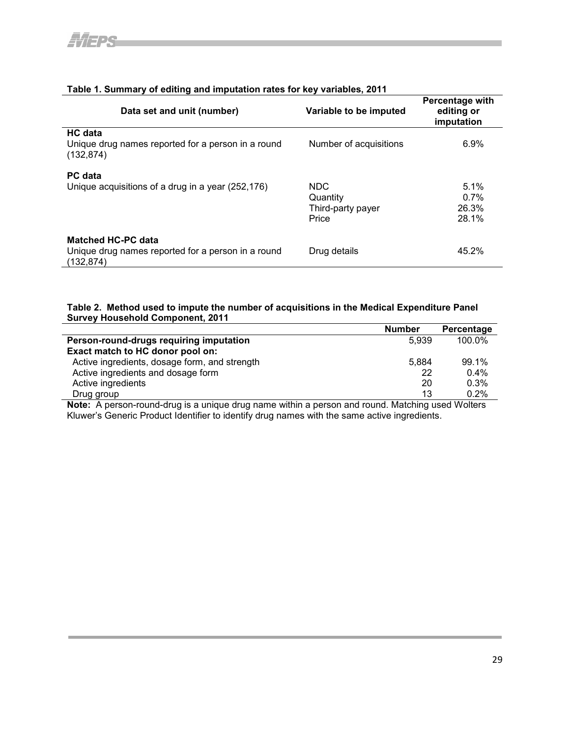**Table 1. Summary of editing and imputation rates for key variables, 2011**

| Data set and unit (number) | Variable to be imputed | Percentage with editing or imputation |
|---|---|---|
| **HC data** | | |
| Unique drug names reported for a person in a round (132,874) | Number of acquisitions | 6.9% |
| **PC data** | | |
| Unique acquisitions of a drug in a year (252,176) | NDC | 5.1% |
| | Quantity | 0.7% |
| | Third-party payer | 26.3% |
| | Price | 28.1% |
| **Matched HC-PC data** | | |
| Unique drug names reported for a person in a round (132,874) | Drug details | 45.2% |

**Table 2. Method used to impute the number of acquisitions in the Medical Expenditure Panel Survey Household Component, 2011**

| | Number | Percentage |
|---|---|---|
| **Person-round-drugs requiring imputation** | 5,939 | 100.0% |
| **Exact match to HC donor pool on:** | | |
| Active ingredients, dosage form, and strength | 5,884 | 99.1% |
| Active ingredients and dosage form | 22 | 0.4% |
| Active ingredients | 20 | 0.3% |
| Drug group | 13 | 0.2% |

**Note:** A person-round-drug is a unique drug name within a person and round. Matching used Wolters Kluwer's Generic Product Identifier to identify drug names with the same active ingredients.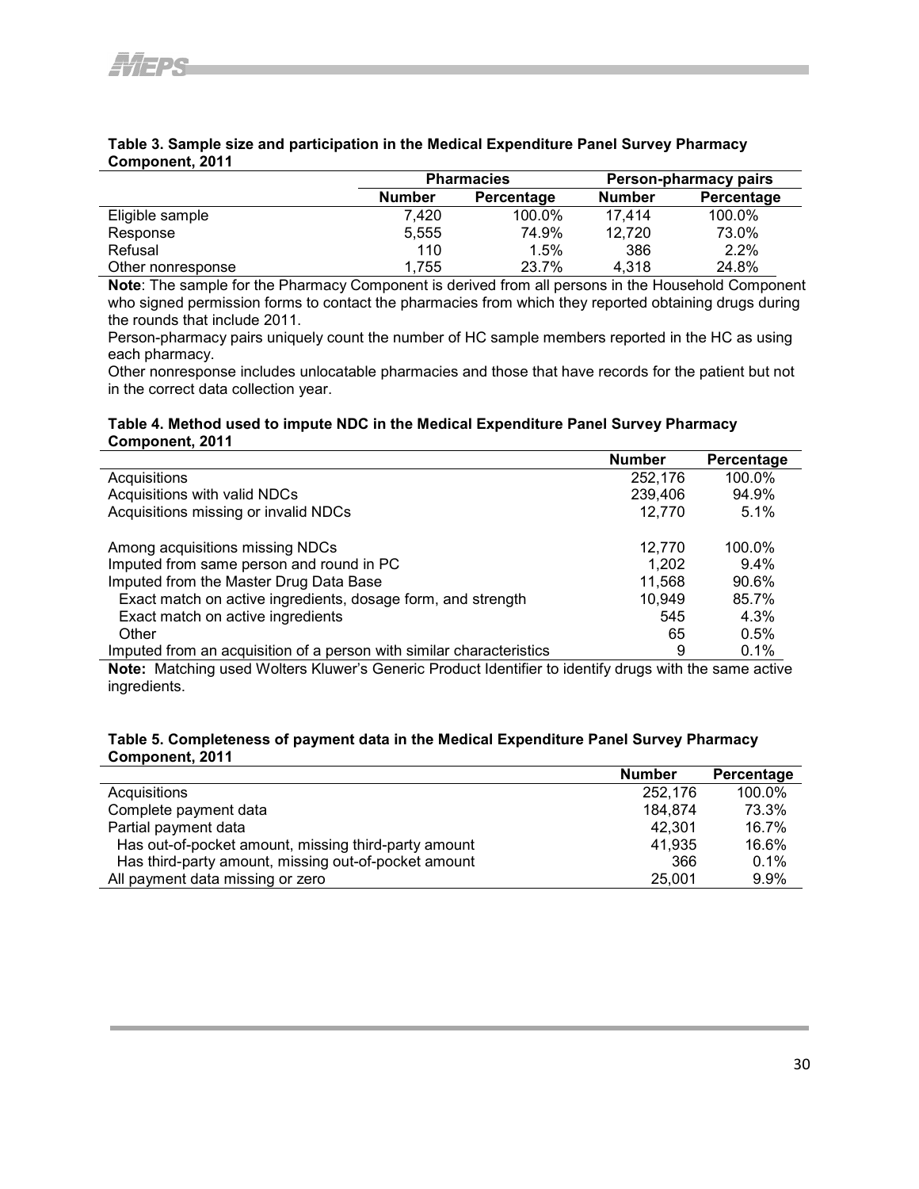**Table 3. Sample size and participation in the Medical Expenditure Panel Survey Pharmacy Component, 2011**

| | Pharmacies | | Person-pharmacy pairs | |
|---|---|---|---|---|
| | Number | Percentage | Number | Percentage |
| Eligible sample | 7,420 | 100.0% | 17,414 | 100.0% |
| Response | 5,555 | 74.9% | 12,720 | 73.0% |
| Refusal | 110 | 1.5% | 386 | 2.2% |
| Other nonresponse | 1,755 | 23.7% | 4,318 | 24.8% |

**Note**: The sample for the Pharmacy Component is derived from all persons in the Household Component who signed permission forms to contact the pharmacies from which they reported obtaining drugs during the rounds that include 2011.

Person-pharmacy pairs uniquely count the number of HC sample members reported in the HC as using each pharmacy.

Other nonresponse includes unlocatable pharmacies and those that have records for the patient but not in the correct data collection year.

**Table 4. Method used to impute NDC in the Medical Expenditure Panel Survey Pharmacy Component, 2011**

| | Number | Percentage |
|---|---|---|
| Acquisitions | 252,176 | 100.0% |
| Acquisitions with valid NDCs | 239,406 | 94.9% |
| Acquisitions missing or invalid NDCs | 12,770 | 5.1% |
| | | |
| Among acquisitions missing NDCs | 12,770 | 100.0% |
| Imputed from same person and round in PC | 1,202 | 9.4% |
| Imputed from the Master Drug Data Base | 11,568 | 90.6% |
| Exact match on active ingredients, dosage form, and strength | 10,949 | 85.7% |
| Exact match on active ingredients | 545 | 4.3% |
| Other | 65 | 0.5% |
| Imputed from an acquisition of a person with similar characteristics | 9 | 0.1% |

**Note:** Matching used Wolters Kluwer's Generic Product Identifier to identify drugs with the same active ingredients.

**Table 5. Completeness of payment data in the Medical Expenditure Panel Survey Pharmacy Component, 2011**

| | Number | Percentage |
|---|---|---|
| Acquisitions | 252,176 | 100.0% |
| Complete payment data | 184,874 | 73.3% |
| Partial payment data | 42,301 | 16.7% |
| Has out-of-pocket amount, missing third-party amount | 41,935 | 16.6% |
| Has third-party amount, missing out-of-pocket amount | 366 | 0.1% |
| All payment data missing or zero | 25,001 | 9.9% |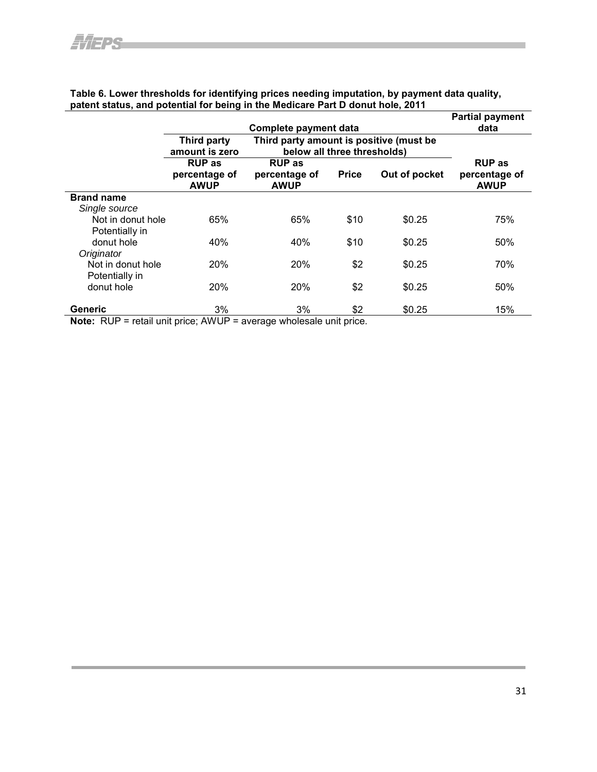**Table 6. Lower thresholds for identifying prices needing imputation, by payment data quality, patent status, and potential for being in the Medicare Part D donut hole, 2011**

| | Complete payment data | | | | Partial payment data |
|---|---|---|---|---|---|
| | Third party amount is zero | Third party amount is positive (must be below all three thresholds) | | | |
| | RUP as percentage of AWUP | RUP as percentage of AWUP | Price | Out of pocket | RUP as percentage of AWUP |
| **Brand name** | | | | | |
| *Single source* | | | | | |
| Not in donut hole | 65% | 65% | $10 | $0.25 | 75% |
| Potentially in donut hole | 40% | 40% | $10 | $0.25 | 50% |
| *Originator* | | | | | |
| Not in donut hole | 20% | 20% | $2 | $0.25 | 70% |
| Potentially in donut hole | 20% | 20% | $2 | $0.25 | 50% |
| **Generic** | 3% | 3% | $2 | $0.25 | 15% |

**Note:** RUP = retail unit price; AWUP = average wholesale unit price.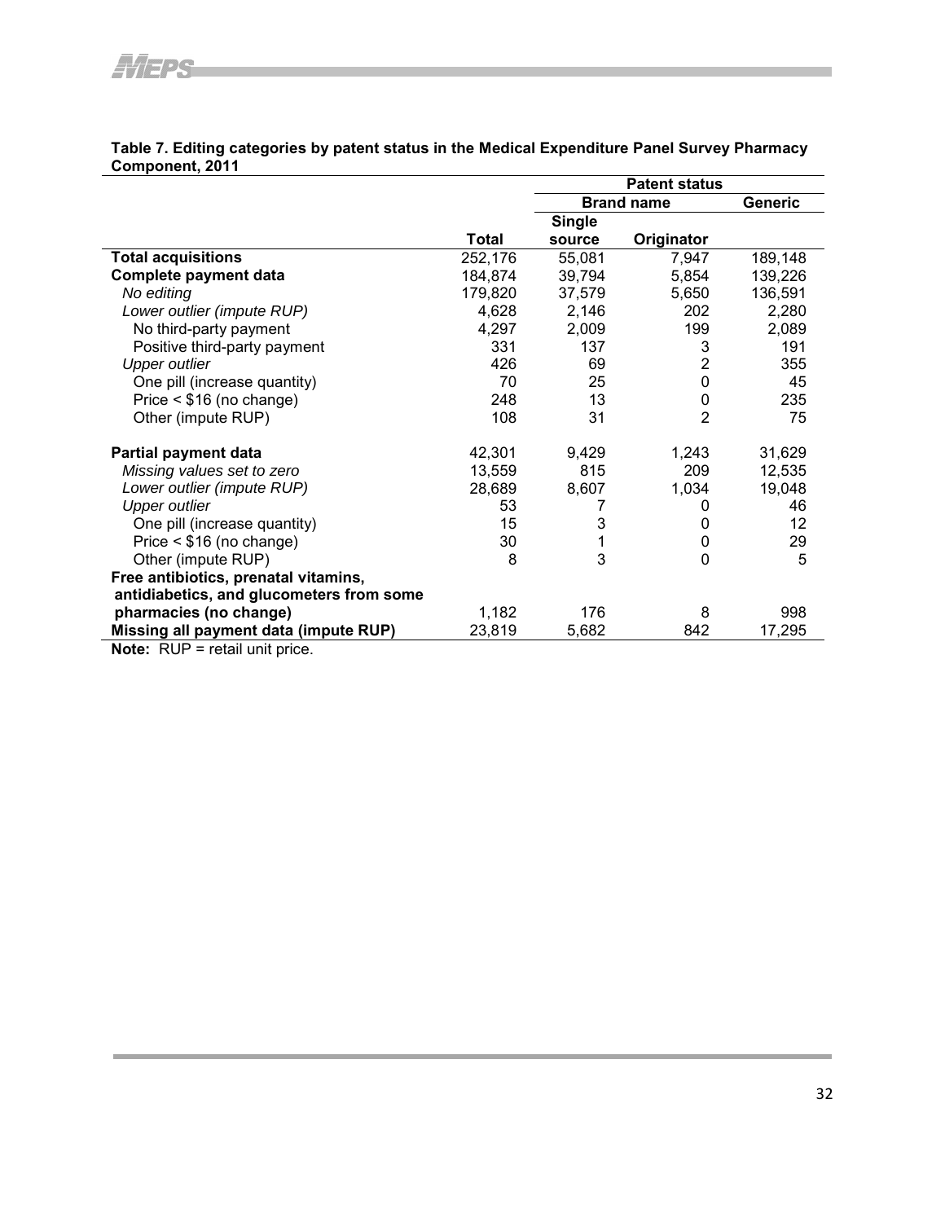**Table 7. Editing categories by patent status in the Medical Expenditure Panel Survey Pharmacy Component, 2011**

| | | Patent status | | |
|---|---|---|---|---|
| | | Brand name | | Generic |
| | Total | Single source | Originator | |
| **Total acquisitions** | 252,176 | 55,081 | 7,947 | 189,148 |
| **Complete payment data** | 184,874 | 39,794 | 5,854 | 139,226 |
| *No editing* | 179,820 | 37,579 | 5,650 | 136,591 |
| *Lower outlier (impute RUP)* | 4,628 | 2,146 | 202 | 2,280 |
| No third-party payment | 4,297 | 2,009 | 199 | 2,089 |
| Positive third-party payment | 331 | 137 | 3 | 191 |
| *Upper outlier* | 426 | 69 | 2 | 355 |
| One pill (increase quantity) | 70 | 25 | 0 | 45 |
| Price < $16 (no change) | 248 | 13 | 0 | 235 |
| Other (impute RUP) | 108 | 31 | 2 | 75 |
| **Partial payment data** | 42,301 | 9,429 | 1,243 | 31,629 |
| *Missing values set to zero* | 13,559 | 815 | 209 | 12,535 |
| *Lower outlier (impute RUP)* | 28,689 | 8,607 | 1,034 | 19,048 |
| *Upper outlier* | 53 | 7 | 0 | 46 |
| One pill (increase quantity) | 15 | 3 | 0 | 12 |
| Price < $16 (no change) | 30 | 1 | 0 | 29 |
| Other (impute RUP) | 8 | 3 | 0 | 5 |
| **Free antibiotics, prenatal vitamins, antidiabetics, and glucometers from some pharmacies (no change)** | 1,182 | 176 | 8 | 998 |
| **Missing all payment data (impute RUP)** | 23,819 | 5,682 | 842 | 17,295 |

**Note:** RUP = retail unit price.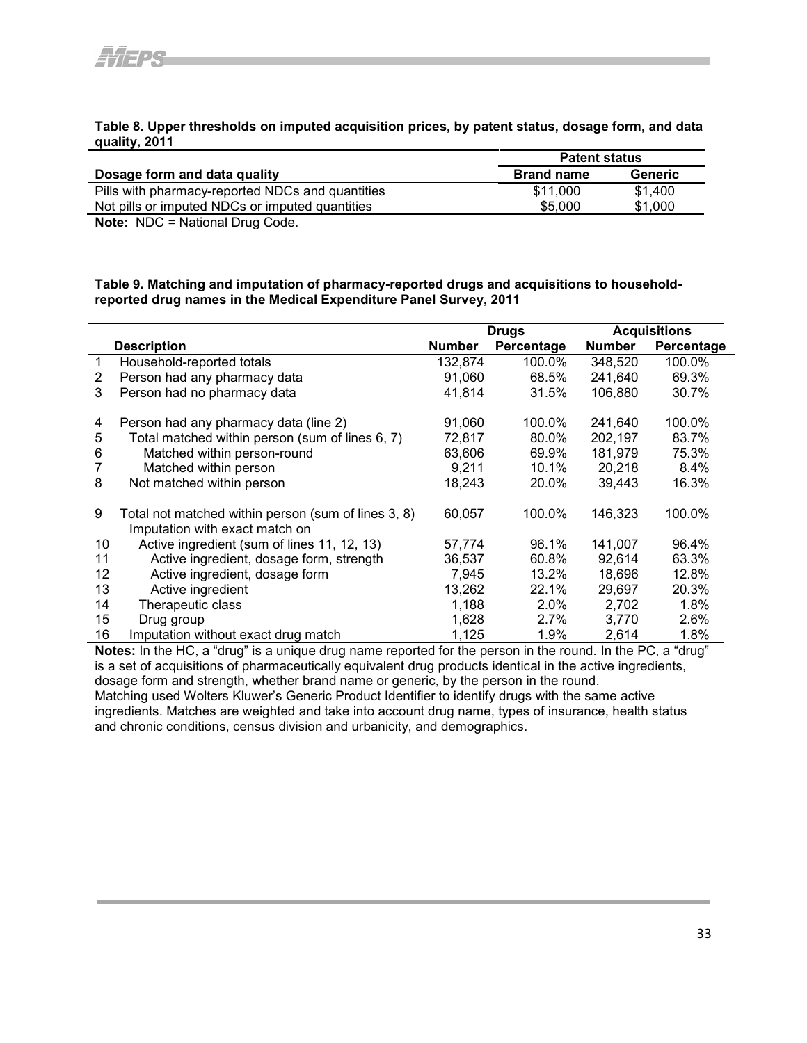**Table 8. Upper thresholds on imputed acquisition prices, by patent status, dosage form, and data quality, 2011**

| Dosage form and data quality | Patent status | |
|---|---|---|
| | **Brand name** | **Generic** |
| Pills with pharmacy-reported NDCs and quantities | $11,000 | $1,400 |
| Not pills or imputed NDCs or imputed quantities | $5,000 | $1,000 |

**Note:** NDC = National Drug Code.

**Table 9. Matching and imputation of pharmacy-reported drugs and acquisitions to household-reported drug names in the Medical Expenditure Panel Survey, 2011**

| | Description | Drugs | | Acquisitions | |
|---|---|---|---|---|---|
| | | **Number** | **Percentage** | **Number** | **Percentage** |
| 1 | Household-reported totals | 132,874 | 100.0% | 348,520 | 100.0% |
| 2 | Person had any pharmacy data | 91,060 | 68.5% | 241,640 | 69.3% |
| 3 | Person had no pharmacy data | 41,814 | 31.5% | 106,880 | 30.7% |
| 4 | Person had any pharmacy data (line 2) | 91,060 | 100.0% | 241,640 | 100.0% |
| 5 | Total matched within person (sum of lines 6, 7) | 72,817 | 80.0% | 202,197 | 83.7% |
| 6 | Matched within person-round | 63,606 | 69.9% | 181,979 | 75.3% |
| 7 | Matched within person | 9,211 | 10.1% | 20,218 | 8.4% |
| 8 | Not matched within person | 18,243 | 20.0% | 39,443 | 16.3% |
| 9 | Total not matched within person (sum of lines 3, 8) | 60,057 | 100.0% | 146,323 | 100.0% |
| | Imputation with exact match on | | | | |
| 10 | Active ingredient (sum of lines 11, 12, 13) | 57,774 | 96.1% | 141,007 | 96.4% |
| 11 | Active ingredient, dosage form, strength | 36,537 | 60.8% | 92,614 | 63.3% |
| 12 | Active ingredient, dosage form | 7,945 | 13.2% | 18,696 | 12.8% |
| 13 | Active ingredient | 13,262 | 22.1% | 29,697 | 20.3% |
| 14 | Therapeutic class | 1,188 | 2.0% | 2,702 | 1.8% |
| 15 | Drug group | 1,628 | 2.7% | 3,770 | 2.6% |
| 16 | Imputation without exact drug match | 1,125 | 1.9% | 2,614 | 1.8% |

**Notes:** In the HC, a "drug" is a unique drug name reported for the person in the round. In the PC, a "drug" is a set of acquisitions of pharmaceutically equivalent drug products identical in the active ingredients, dosage form and strength, whether brand name or generic, by the person in the round.
Matching used Wolters Kluwer's Generic Product Identifier to identify drugs with the same active ingredients. Matches are weighted and take into account drug name, types of insurance, health status and chronic conditions, census division and urbanicity, and demographics.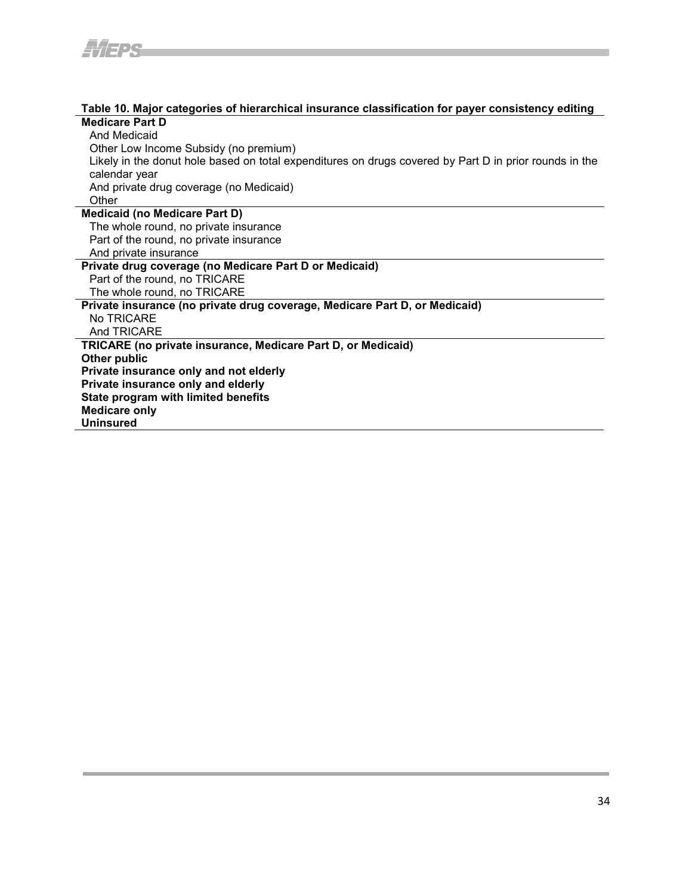**Table 10. Major categories of hierarchical insurance classification for payer consistency editing**

| |
|---|
| **Medicare Part D** |
| And Medicaid |
| Other Low Income Subsidy (no premium) |
| Likely in the donut hole based on total expenditures on drugs covered by Part D in prior rounds in the calendar year |
| And private drug coverage (no Medicaid) |
| Other |
| **Medicaid (no Medicare Part D)** |
| The whole round, no private insurance |
| Part of the round, no private insurance |
| And private insurance |
| **Private drug coverage (no Medicare Part D or Medicaid)** |
| Part of the round, no TRICARE |
| The whole round, no TRICARE |
| **Private insurance (no private drug coverage, Medicare Part D, or Medicaid)** |
| No TRICARE |
| And TRICARE |
| **TRICARE (no private insurance, Medicare Part D, or Medicaid)** |
| **Other public** |
| **Private insurance only and not elderly** |
| **Private insurance only and elderly** |
| **State program with limited benefits** |
| **Medicare only** |
| **Uninsured** |